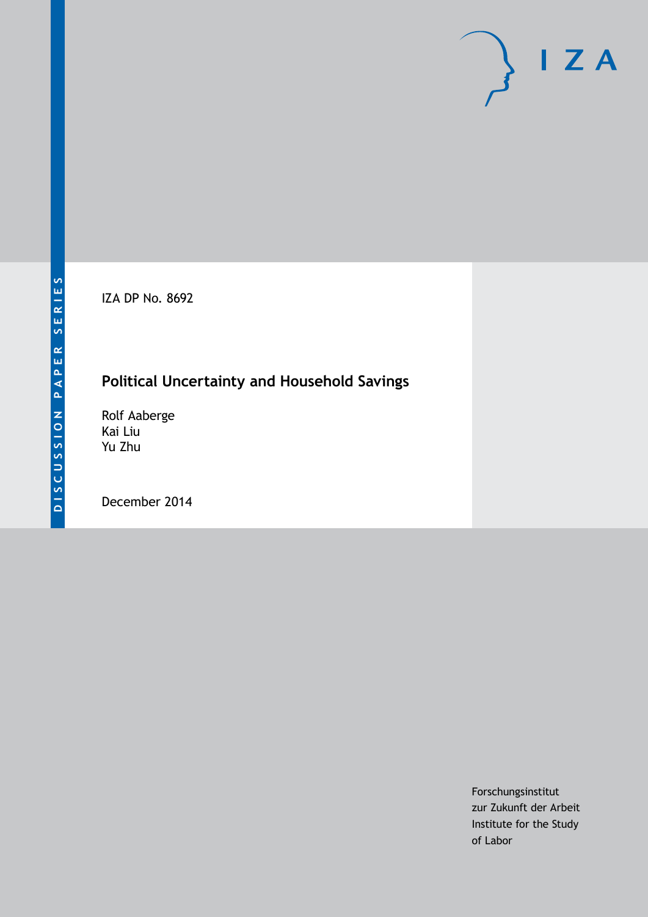DISCUSSION PAPER SERIES

IZA DP No. 8692

# Political Uncertainty and Household Savings

Rolf Aaberge
Kai Liu
Yu Zhu

December 2014

Forschungsinstitut
zur Zukunft der Arbeit
Institute for the Study
of Labor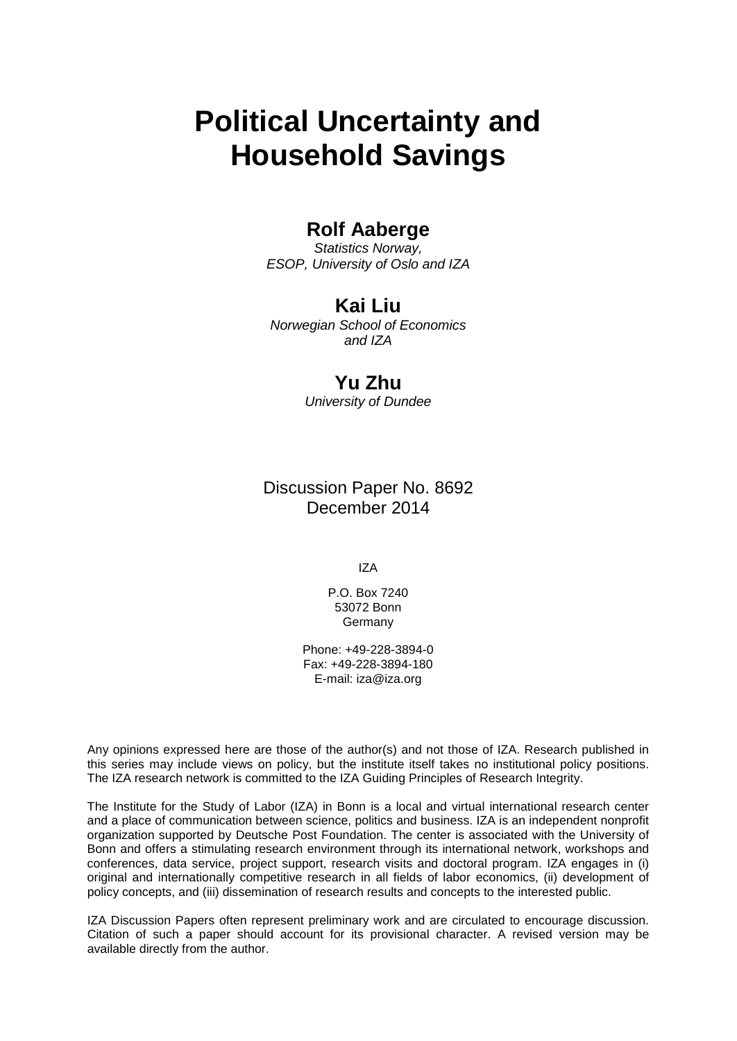# Political Uncertainty and Household Savings

## Rolf Aaberge

*Statistics Norway,*
*ESOP, University of Oslo and IZA*

## Kai Liu

*Norwegian School of Economics*
*and IZA*

## Yu Zhu

*University of Dundee*

Discussion Paper No. 8692
December 2014

IZA

P.O. Box 7240
53072 Bonn
Germany

Phone: +49-228-3894-0
Fax: +49-228-3894-180
E-mail: iza@iza.org

Any opinions expressed here are those of the author(s) and not those of IZA. Research published in this series may include views on policy, but the institute itself takes no institutional policy positions. The IZA research network is committed to the IZA Guiding Principles of Research Integrity.

The Institute for the Study of Labor (IZA) in Bonn is a local and virtual international research center and a place of communication between science, politics and business. IZA is an independent nonprofit organization supported by Deutsche Post Foundation. The center is associated with the University of Bonn and offers a stimulating research environment through its international network, workshops and conferences, data service, project support, research visits and doctoral program. IZA engages in (i) original and internationally competitive research in all fields of labor economics, (ii) development of policy concepts, and (iii) dissemination of research results and concepts to the interested public.

IZA Discussion Papers often represent preliminary work and are circulated to encourage discussion. Citation of such a paper should account for its provisional character. A revised version may be available directly from the author.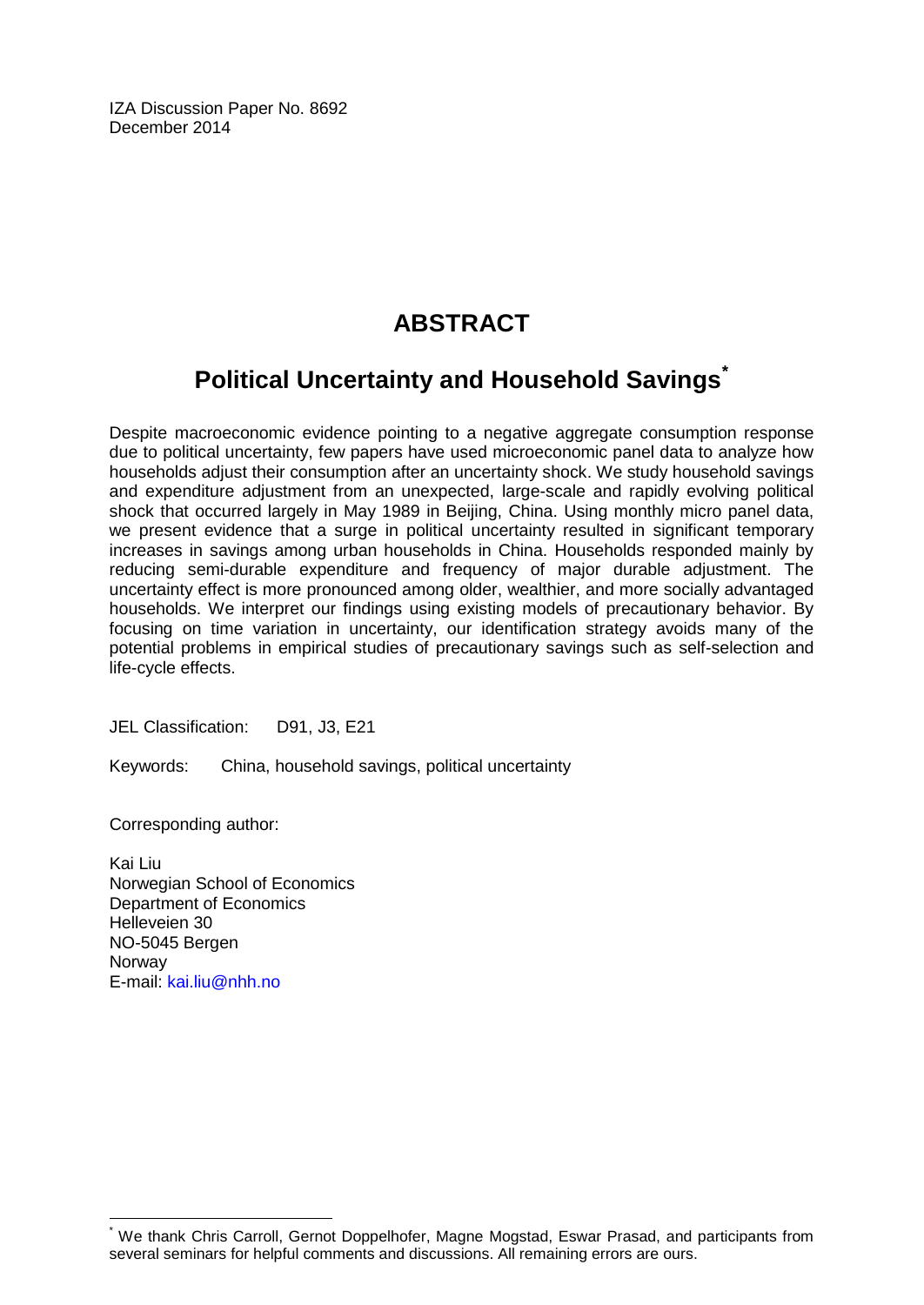IZA Discussion Paper No. 8692
December 2014

# ABSTRACT

## Political Uncertainty and Household Savings*

Despite macroeconomic evidence pointing to a negative aggregate consumption response due to political uncertainty, few papers have used microeconomic panel data to analyze how households adjust their consumption after an uncertainty shock. We study household savings and expenditure adjustment from an unexpected, large-scale and rapidly evolving political shock that occurred largely in May 1989 in Beijing, China. Using monthly micro panel data, we present evidence that a surge in political uncertainty resulted in significant temporary increases in savings among urban households in China. Households responded mainly by reducing semi-durable expenditure and frequency of major durable adjustment. The uncertainty effect is more pronounced among older, wealthier, and more socially advantaged households. We interpret our findings using existing models of precautionary behavior. By focusing on time variation in uncertainty, our identification strategy avoids many of the potential problems in empirical studies of precautionary savings such as self-selection and life-cycle effects.

JEL Classification: D91, J3, E21

Keywords: China, household savings, political uncertainty

Corresponding author:

Kai Liu
Norwegian School of Economics
Department of Economics
Helleveien 30
NO-5045 Bergen
Norway
E-mail: kai.liu@nhh.no

---

* We thank Chris Carroll, Gernot Doppelhofer, Magne Mogstad, Eswar Prasad, and participants from several seminars for helpful comments and discussions. All remaining errors are ours.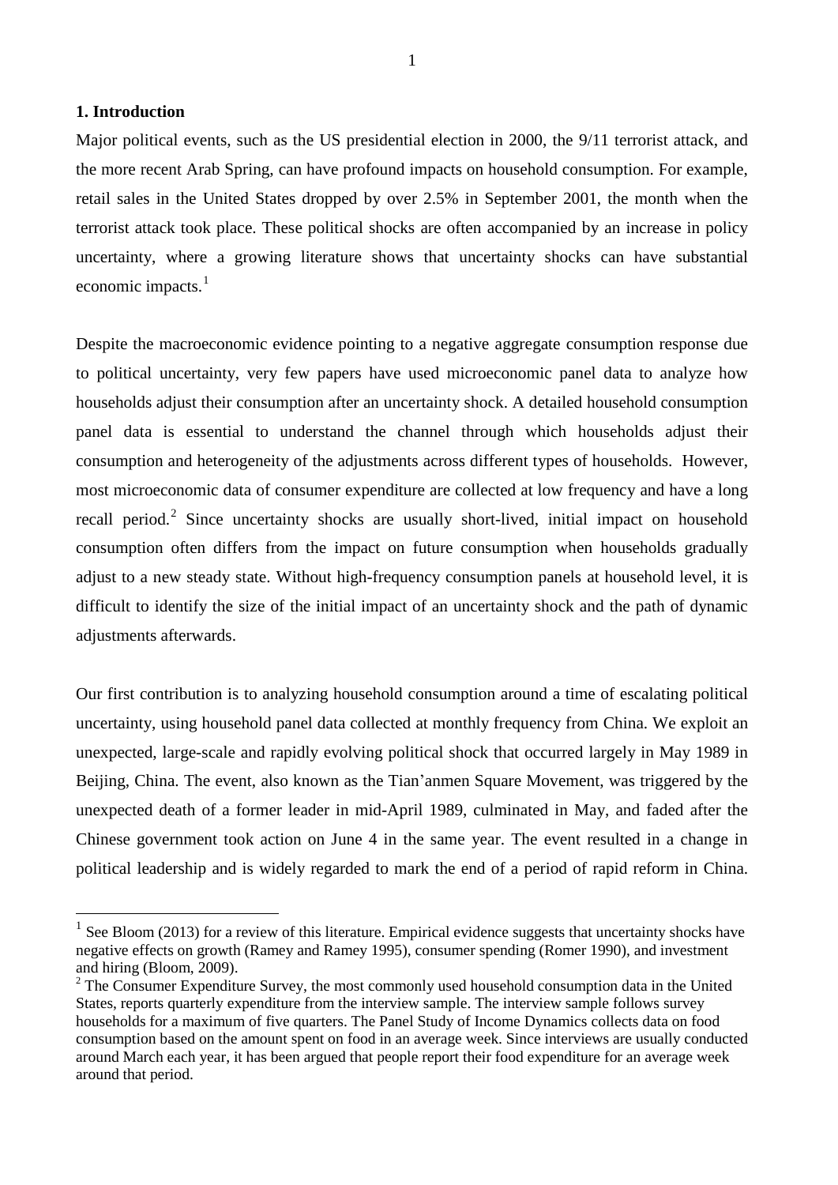## 1. Introduction

Major political events, such as the US presidential election in 2000, the 9/11 terrorist attack, and the more recent Arab Spring, can have profound impacts on household consumption. For example, retail sales in the United States dropped by over 2.5% in September 2001, the month when the terrorist attack took place. These political shocks are often accompanied by an increase in policy uncertainty, where a growing literature shows that uncertainty shocks can have substantial economic impacts.[1]

Despite the macroeconomic evidence pointing to a negative aggregate consumption response due to political uncertainty, very few papers have used microeconomic panel data to analyze how households adjust their consumption after an uncertainty shock. A detailed household consumption panel data is essential to understand the channel through which households adjust their consumption and heterogeneity of the adjustments across different types of households. However, most microeconomic data of consumer expenditure are collected at low frequency and have a long recall period.[2] Since uncertainty shocks are usually short-lived, initial impact on household consumption often differs from the impact on future consumption when households gradually adjust to a new steady state. Without high-frequency consumption panels at household level, it is difficult to identify the size of the initial impact of an uncertainty shock and the path of dynamic adjustments afterwards.

Our first contribution is to analyzing household consumption around a time of escalating political uncertainty, using household panel data collected at monthly frequency from China. We exploit an unexpected, large-scale and rapidly evolving political shock that occurred largely in May 1989 in Beijing, China. The event, also known as the Tian'anmen Square Movement, was triggered by the unexpected death of a former leader in mid-April 1989, culminated in May, and faded after the Chinese government took action on June 4 in the same year. The event resulted in a change in political leadership and is widely regarded to mark the end of a period of rapid reform in China.

---

[1] See Bloom (2013) for a review of this literature. Empirical evidence suggests that uncertainty shocks have negative effects on growth (Ramey and Ramey 1995), consumer spending (Romer 1990), and investment and hiring (Bloom, 2009).

[2] The Consumer Expenditure Survey, the most commonly used household consumption data in the United States, reports quarterly expenditure from the interview sample. The interview sample follows survey households for a maximum of five quarters. The Panel Study of Income Dynamics collects data on food consumption based on the amount spent on food in an average week. Since interviews are usually conducted around March each year, it has been argued that people report their food expenditure for an average week around that period.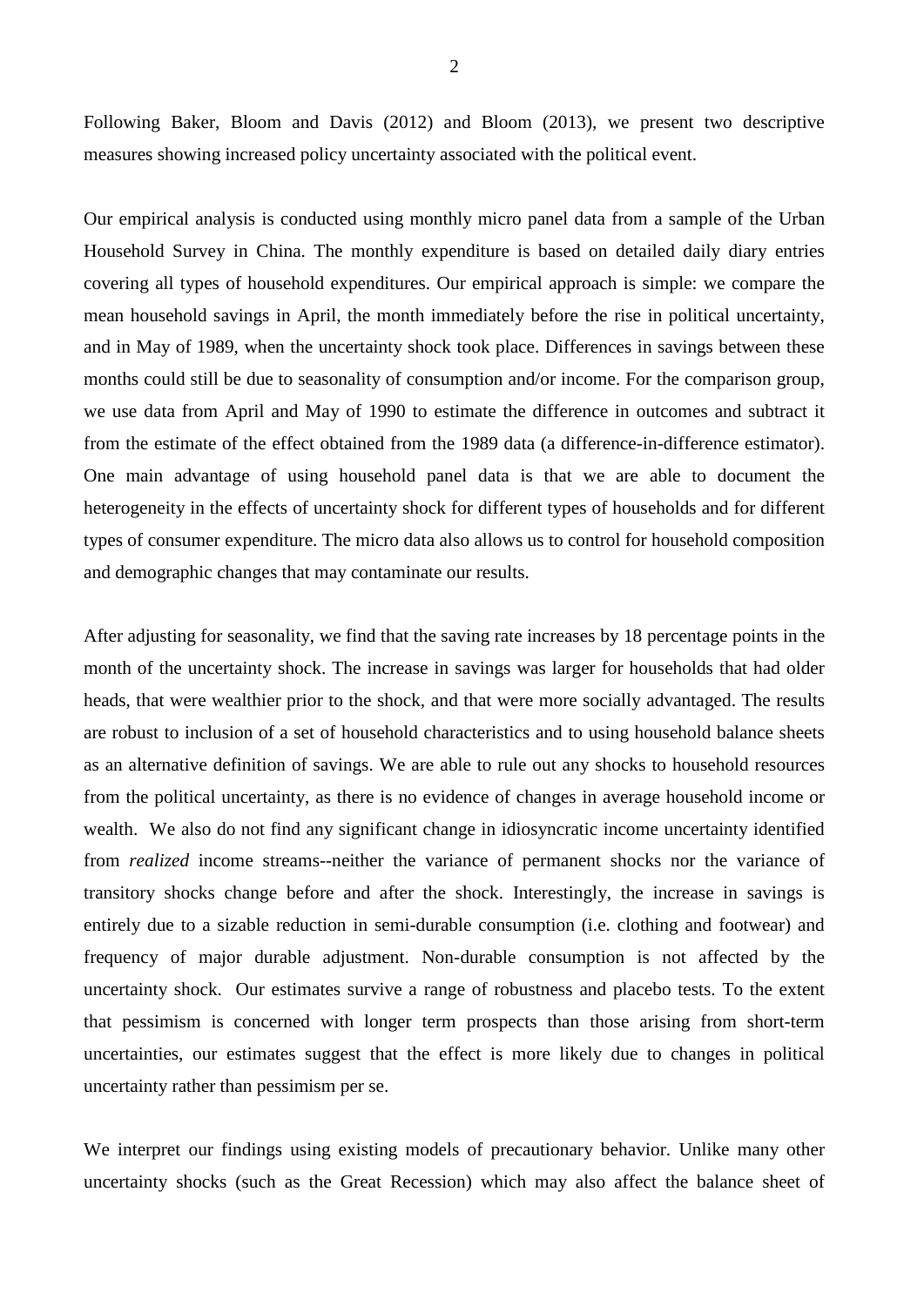Following Baker, Bloom and Davis (2012) and Bloom (2013), we present two descriptive measures showing increased policy uncertainty associated with the political event.

Our empirical analysis is conducted using monthly micro panel data from a sample of the Urban Household Survey in China. The monthly expenditure is based on detailed daily diary entries covering all types of household expenditures. Our empirical approach is simple: we compare the mean household savings in April, the month immediately before the rise in political uncertainty, and in May of 1989, when the uncertainty shock took place. Differences in savings between these months could still be due to seasonality of consumption and/or income. For the comparison group, we use data from April and May of 1990 to estimate the difference in outcomes and subtract it from the estimate of the effect obtained from the 1989 data (a difference-in-difference estimator). One main advantage of using household panel data is that we are able to document the heterogeneity in the effects of uncertainty shock for different types of households and for different types of consumer expenditure. The micro data also allows us to control for household composition and demographic changes that may contaminate our results.

After adjusting for seasonality, we find that the saving rate increases by 18 percentage points in the month of the uncertainty shock. The increase in savings was larger for households that had older heads, that were wealthier prior to the shock, and that were more socially advantaged. The results are robust to inclusion of a set of household characteristics and to using household balance sheets as an alternative definition of savings. We are able to rule out any shocks to household resources from the political uncertainty, as there is no evidence of changes in average household income or wealth. We also do not find any significant change in idiosyncratic income uncertainty identified from *realized* income streams--neither the variance of permanent shocks nor the variance of transitory shocks change before and after the shock. Interestingly, the increase in savings is entirely due to a sizable reduction in semi-durable consumption (i.e. clothing and footwear) and frequency of major durable adjustment. Non-durable consumption is not affected by the uncertainty shock. Our estimates survive a range of robustness and placebo tests. To the extent that pessimism is concerned with longer term prospects than those arising from short-term uncertainties, our estimates suggest that the effect is more likely due to changes in political uncertainty rather than pessimism per se.

We interpret our findings using existing models of precautionary behavior. Unlike many other uncertainty shocks (such as the Great Recession) which may also affect the balance sheet of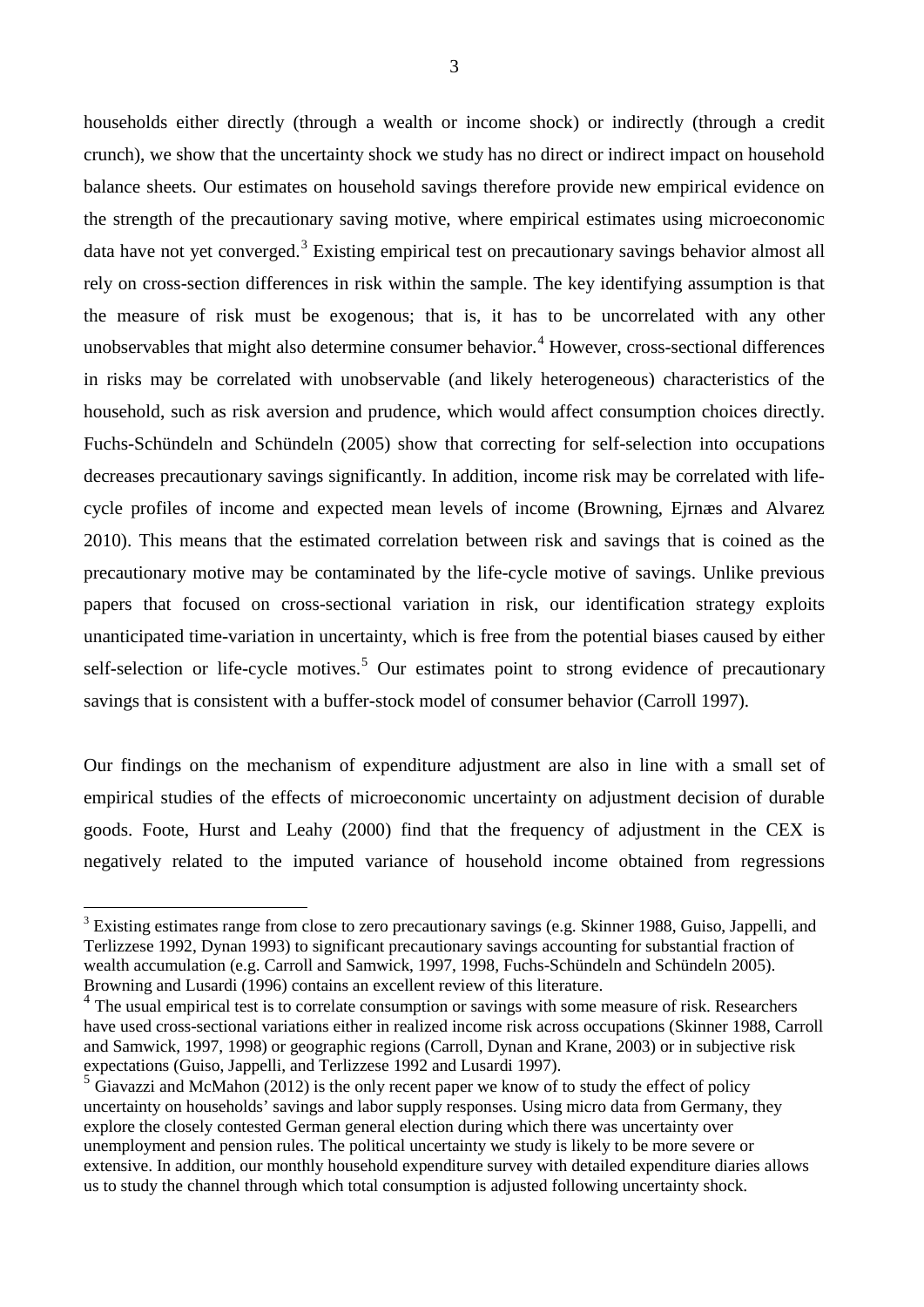households either directly (through a wealth or income shock) or indirectly (through a credit crunch), we show that the uncertainty shock we study has no direct or indirect impact on household balance sheets. Our estimates on household savings therefore provide new empirical evidence on the strength of the precautionary saving motive, where empirical estimates using microeconomic data have not yet converged.[3] Existing empirical test on precautionary savings behavior almost all rely on cross-section differences in risk within the sample. The key identifying assumption is that the measure of risk must be exogenous; that is, it has to be uncorrelated with any other unobservables that might also determine consumer behavior.[4] However, cross-sectional differences in risks may be correlated with unobservable (and likely heterogeneous) characteristics of the household, such as risk aversion and prudence, which would affect consumption choices directly. Fuchs-Schündeln and Schündeln (2005) show that correcting for self-selection into occupations decreases precautionary savings significantly. In addition, income risk may be correlated with life-cycle profiles of income and expected mean levels of income (Browning, Ejrnæs and Alvarez 2010). This means that the estimated correlation between risk and savings that is coined as the precautionary motive may be contaminated by the life-cycle motive of savings. Unlike previous papers that focused on cross-sectional variation in risk, our identification strategy exploits unanticipated time-variation in uncertainty, which is free from the potential biases caused by either self-selection or life-cycle motives.[5] Our estimates point to strong evidence of precautionary savings that is consistent with a buffer-stock model of consumer behavior (Carroll 1997).

Our findings on the mechanism of expenditure adjustment are also in line with a small set of empirical studies of the effects of microeconomic uncertainty on adjustment decision of durable goods. Foote, Hurst and Leahy (2000) find that the frequency of adjustment in the CEX is negatively related to the imputed variance of household income obtained from regressions

[3] Existing estimates range from close to zero precautionary savings (e.g. Skinner 1988, Guiso, Jappelli, and Terlizzese 1992, Dynan 1993) to significant precautionary savings accounting for substantial fraction of wealth accumulation (e.g. Carroll and Samwick, 1997, 1998, Fuchs-Schündeln and Schündeln 2005). Browning and Lusardi (1996) contains an excellent review of this literature.

[4] The usual empirical test is to correlate consumption or savings with some measure of risk. Researchers have used cross-sectional variations either in realized income risk across occupations (Skinner 1988, Carroll and Samwick, 1997, 1998) or geographic regions (Carroll, Dynan and Krane, 2003) or in subjective risk expectations (Guiso, Jappelli, and Terlizzese 1992 and Lusardi 1997).

[5] Giavazzi and McMahon (2012) is the only recent paper we know of to study the effect of policy uncertainty on households' savings and labor supply responses. Using micro data from Germany, they explore the closely contested German general election during which there was uncertainty over unemployment and pension rules. The political uncertainty we study is likely to be more severe or extensive. In addition, our monthly household expenditure survey with detailed expenditure diaries allows us to study the channel through which total consumption is adjusted following uncertainty shock.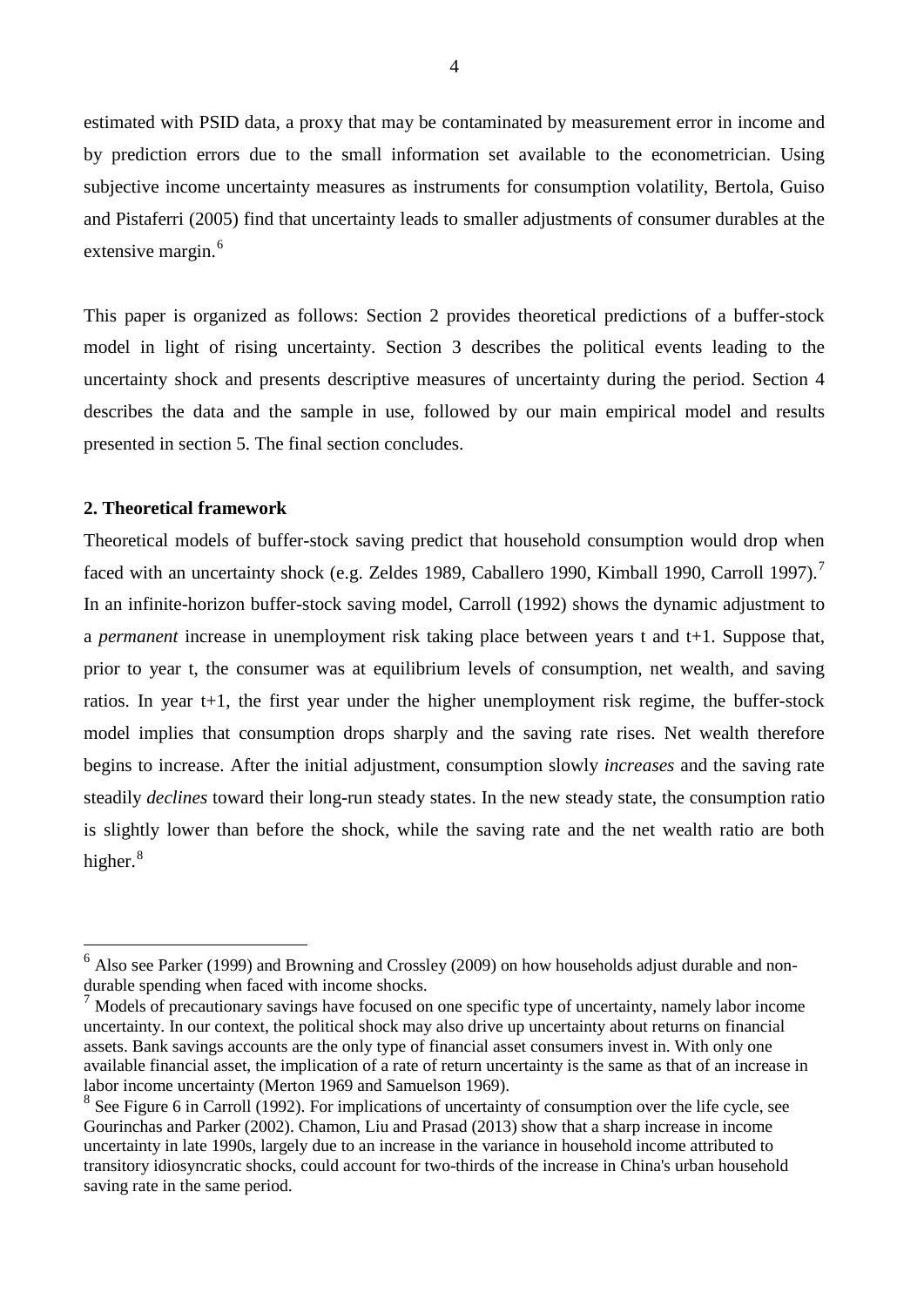estimated with PSID data, a proxy that may be contaminated by measurement error in income and by prediction errors due to the small information set available to the econometrician. Using subjective income uncertainty measures as instruments for consumption volatility, Bertola, Guiso and Pistaferri (2005) find that uncertainty leads to smaller adjustments of consumer durables at the extensive margin.[6]

This paper is organized as follows: Section 2 provides theoretical predictions of a buffer-stock model in light of rising uncertainty. Section 3 describes the political events leading to the uncertainty shock and presents descriptive measures of uncertainty during the period. Section 4 describes the data and the sample in use, followed by our main empirical model and results presented in section 5. The final section concludes.

## 2. Theoretical framework

Theoretical models of buffer-stock saving predict that household consumption would drop when faced with an uncertainty shock (e.g. Zeldes 1989, Caballero 1990, Kimball 1990, Carroll 1997).[7] In an infinite-horizon buffer-stock saving model, Carroll (1992) shows the dynamic adjustment to a *permanent* increase in unemployment risk taking place between years t and t+1. Suppose that, prior to year t, the consumer was at equilibrium levels of consumption, net wealth, and saving ratios. In year t+1, the first year under the higher unemployment risk regime, the buffer-stock model implies that consumption drops sharply and the saving rate rises. Net wealth therefore begins to increase. After the initial adjustment, consumption slowly *increases* and the saving rate steadily *declines* toward their long-run steady states. In the new steady state, the consumption ratio is slightly lower than before the shock, while the saving rate and the net wealth ratio are both higher.[8]

---

[6] Also see Parker (1999) and Browning and Crossley (2009) on how households adjust durable and non-durable spending when faced with income shocks.

[7] Models of precautionary savings have focused on one specific type of uncertainty, namely labor income uncertainty. In our context, the political shock may also drive up uncertainty about returns on financial assets. Bank savings accounts are the only type of financial asset consumers invest in. With only one available financial asset, the implication of a rate of return uncertainty is the same as that of an increase in labor income uncertainty (Merton 1969 and Samuelson 1969).

[8] See Figure 6 in Carroll (1992). For implications of uncertainty of consumption over the life cycle, see Gourinchas and Parker (2002). Chamon, Liu and Prasad (2013) show that a sharp increase in income uncertainty in late 1990s, largely due to an increase in the variance in household income attributed to transitory idiosyncratic shocks, could account for two-thirds of the increase in China's urban household saving rate in the same period.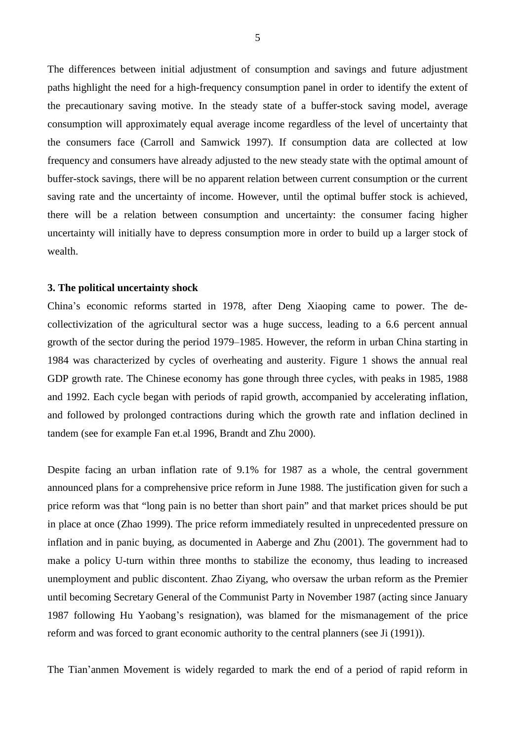The differences between initial adjustment of consumption and savings and future adjustment paths highlight the need for a high-frequency consumption panel in order to identify the extent of the precautionary saving motive. In the steady state of a buffer-stock saving model, average consumption will approximately equal average income regardless of the level of uncertainty that the consumers face (Carroll and Samwick 1997). If consumption data are collected at low frequency and consumers have already adjusted to the new steady state with the optimal amount of buffer-stock savings, there will be no apparent relation between current consumption or the current saving rate and the uncertainty of income. However, until the optimal buffer stock is achieved, there will be a relation between consumption and uncertainty: the consumer facing higher uncertainty will initially have to depress consumption more in order to build up a larger stock of wealth.

### 3. The political uncertainty shock

China's economic reforms started in 1978, after Deng Xiaoping came to power. The de-collectivization of the agricultural sector was a huge success, leading to a 6.6 percent annual growth of the sector during the period 1979–1985. However, the reform in urban China starting in 1984 was characterized by cycles of overheating and austerity. Figure 1 shows the annual real GDP growth rate. The Chinese economy has gone through three cycles, with peaks in 1985, 1988 and 1992. Each cycle began with periods of rapid growth, accompanied by accelerating inflation, and followed by prolonged contractions during which the growth rate and inflation declined in tandem (see for example Fan et.al 1996, Brandt and Zhu 2000).

Despite facing an urban inflation rate of 9.1% for 1987 as a whole, the central government announced plans for a comprehensive price reform in June 1988. The justification given for such a price reform was that "long pain is no better than short pain" and that market prices should be put in place at once (Zhao 1999). The price reform immediately resulted in unprecedented pressure on inflation and in panic buying, as documented in Aaberge and Zhu (2001). The government had to make a policy U-turn within three months to stabilize the economy, thus leading to increased unemployment and public discontent. Zhao Ziyang, who oversaw the urban reform as the Premier until becoming Secretary General of the Communist Party in November 1987 (acting since January 1987 following Hu Yaobang's resignation), was blamed for the mismanagement of the price reform and was forced to grant economic authority to the central planners (see Ji (1991)).

The Tian'anmen Movement is widely regarded to mark the end of a period of rapid reform in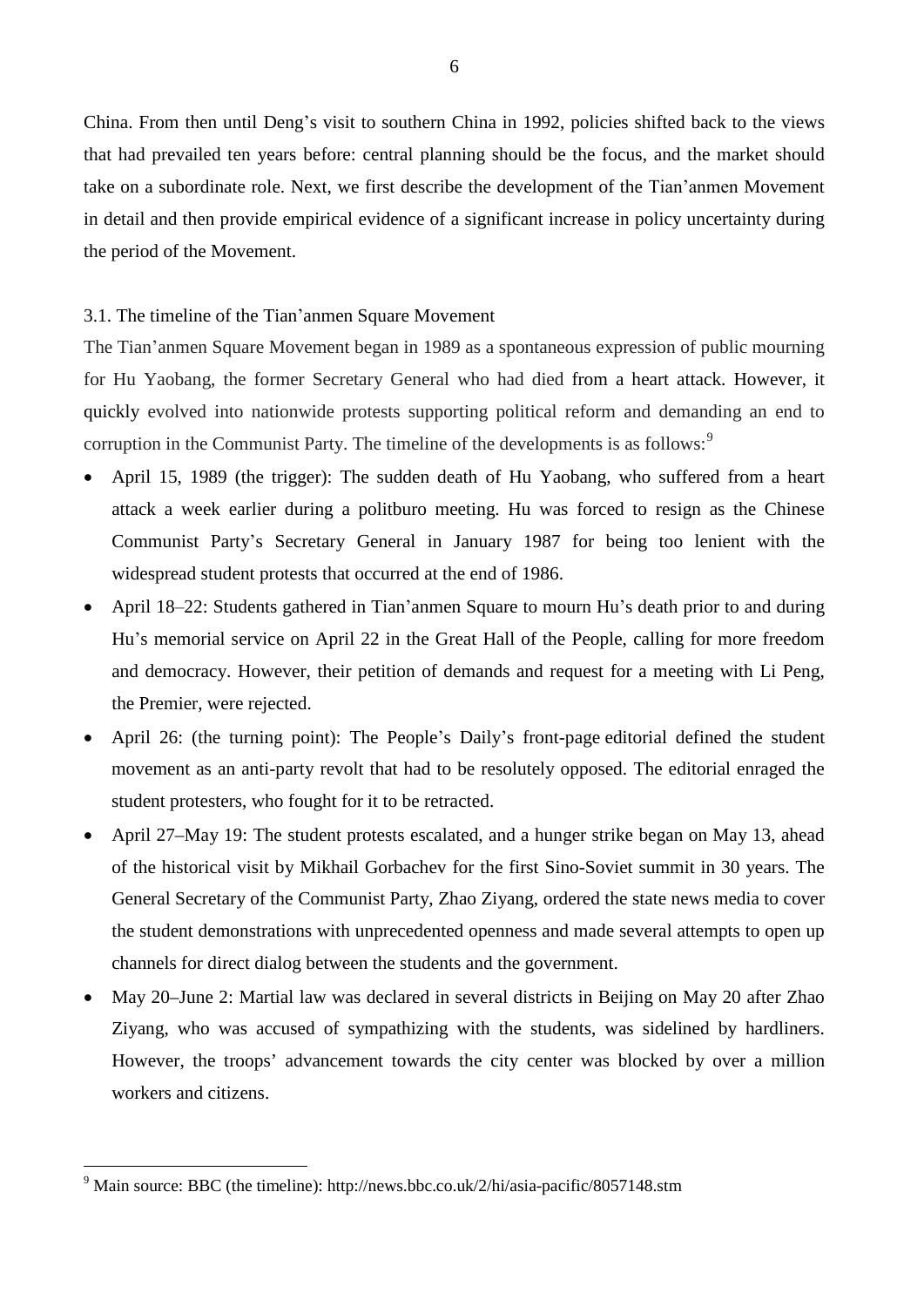China. From then until Deng's visit to southern China in 1992, policies shifted back to the views that had prevailed ten years before: central planning should be the focus, and the market should take on a subordinate role. Next, we first describe the development of the Tian'anmen Movement in detail and then provide empirical evidence of a significant increase in policy uncertainty during the period of the Movement.

### 3.1. The timeline of the Tian'anmen Square Movement

The Tian'anmen Square Movement began in 1989 as a spontaneous expression of public mourning for Hu Yaobang, the former Secretary General who had died from a heart attack. However, it quickly evolved into nationwide protests supporting political reform and demanding an end to corruption in the Communist Party. The timeline of the developments is as follows:[9]

- April 15, 1989 (the trigger): The sudden death of Hu Yaobang, who suffered from a heart attack a week earlier during a politburo meeting. Hu was forced to resign as the Chinese Communist Party's Secretary General in January 1987 for being too lenient with the widespread student protests that occurred at the end of 1986.
- April 18–22: Students gathered in Tian'anmen Square to mourn Hu's death prior to and during Hu's memorial service on April 22 in the Great Hall of the People, calling for more freedom and democracy. However, their petition of demands and request for a meeting with Li Peng, the Premier, were rejected.
- April 26: (the turning point): The People's Daily's front-page editorial defined the student movement as an anti-party revolt that had to be resolutely opposed. The editorial enraged the student protesters, who fought for it to be retracted.
- April 27–May 19: The student protests escalated, and a hunger strike began on May 13, ahead of the historical visit by Mikhail Gorbachev for the first Sino-Soviet summit in 30 years. The General Secretary of the Communist Party, Zhao Ziyang, ordered the state news media to cover the student demonstrations with unprecedented openness and made several attempts to open up channels for direct dialog between the students and the government.
- May 20–June 2: Martial law was declared in several districts in Beijing on May 20 after Zhao Ziyang, who was accused of sympathizing with the students, was sidelined by hardliners. However, the troops' advancement towards the city center was blocked by over a million workers and citizens.

[9] Main source: BBC (the timeline): http://news.bbc.co.uk/2/hi/asia-pacific/8057148.stm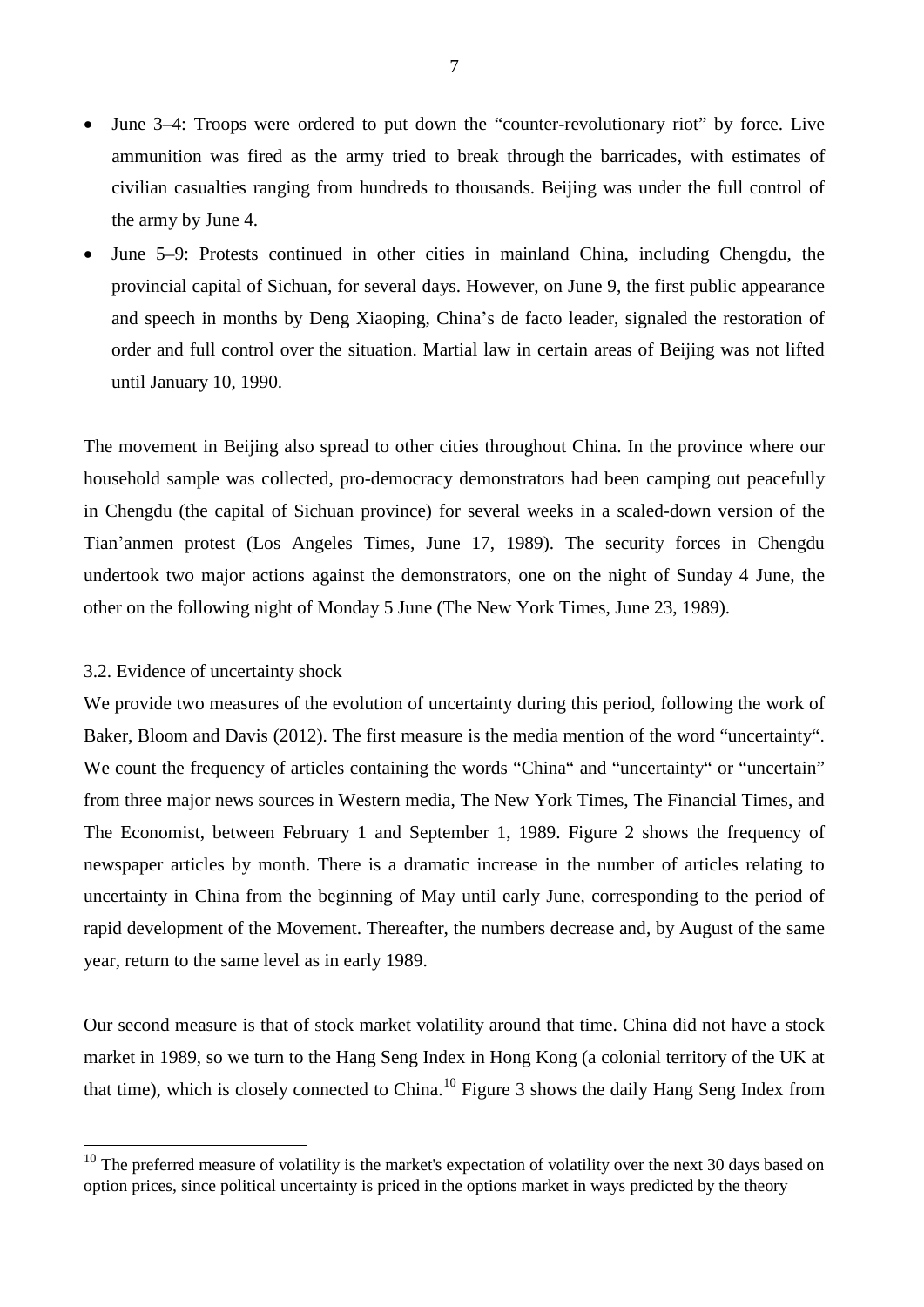- June 3–4: Troops were ordered to put down the "counter-revolutionary riot" by force. Live ammunition was fired as the army tried to break through the barricades, with estimates of civilian casualties ranging from hundreds to thousands. Beijing was under the full control of the army by June 4.
- June 5–9: Protests continued in other cities in mainland China, including Chengdu, the provincial capital of Sichuan, for several days. However, on June 9, the first public appearance and speech in months by Deng Xiaoping, China's de facto leader, signaled the restoration of order and full control over the situation. Martial law in certain areas of Beijing was not lifted until January 10, 1990.

The movement in Beijing also spread to other cities throughout China. In the province where our household sample was collected, pro-democracy demonstrators had been camping out peacefully in Chengdu (the capital of Sichuan province) for several weeks in a scaled-down version of the Tian'anmen protest (Los Angeles Times, June 17, 1989). The security forces in Chengdu undertook two major actions against the demonstrators, one on the night of Sunday 4 June, the other on the following night of Monday 5 June (The New York Times, June 23, 1989).

### 3.2. Evidence of uncertainty shock

We provide two measures of the evolution of uncertainty during this period, following the work of Baker, Bloom and Davis (2012). The first measure is the media mention of the word "uncertainty". We count the frequency of articles containing the words "China" and "uncertainty" or "uncertain" from three major news sources in Western media, The New York Times, The Financial Times, and The Economist, between February 1 and September 1, 1989. Figure 2 shows the frequency of newspaper articles by month. There is a dramatic increase in the number of articles relating to uncertainty in China from the beginning of May until early June, corresponding to the period of rapid development of the Movement. Thereafter, the numbers decrease and, by August of the same year, return to the same level as in early 1989.

Our second measure is that of stock market volatility around that time. China did not have a stock market in 1989, so we turn to the Hang Seng Index in Hong Kong (a colonial territory of the UK at that time), which is closely connected to China.[10] Figure 3 shows the daily Hang Seng Index from

---

[10] The preferred measure of volatility is the market's expectation of volatility over the next 30 days based on option prices, since political uncertainty is priced in the options market in ways predicted by the theory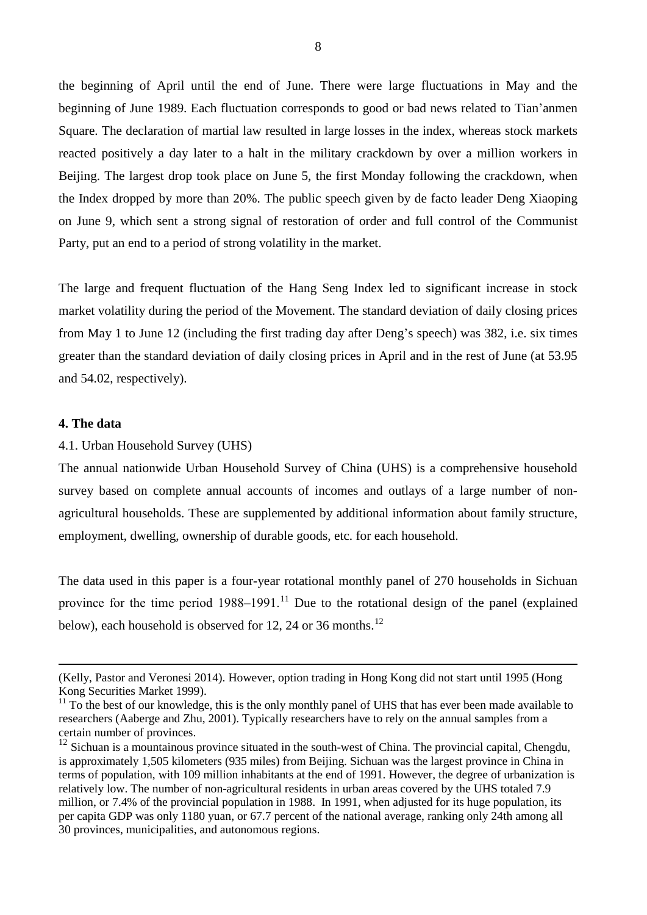the beginning of April until the end of June. There were large fluctuations in May and the beginning of June 1989. Each fluctuation corresponds to good or bad news related to Tian'anmen Square. The declaration of martial law resulted in large losses in the index, whereas stock markets reacted positively a day later to a halt in the military crackdown by over a million workers in Beijing. The largest drop took place on June 5, the first Monday following the crackdown, when the Index dropped by more than 20%. The public speech given by de facto leader Deng Xiaoping on June 9, which sent a strong signal of restoration of order and full control of the Communist Party, put an end to a period of strong volatility in the market.

The large and frequent fluctuation of the Hang Seng Index led to significant increase in stock market volatility during the period of the Movement. The standard deviation of daily closing prices from May 1 to June 12 (including the first trading day after Deng's speech) was 382, i.e. six times greater than the standard deviation of daily closing prices in April and in the rest of June (at 53.95 and 54.02, respectively).

## 4. The data

### 4.1. Urban Household Survey (UHS)

The annual nationwide Urban Household Survey of China (UHS) is a comprehensive household survey based on complete annual accounts of incomes and outlays of a large number of non-agricultural households. These are supplemented by additional information about family structure, employment, dwelling, ownership of durable goods, etc. for each household.

The data used in this paper is a four-year rotational monthly panel of 270 households in Sichuan province for the time period 1988–1991.[11] Due to the rotational design of the panel (explained below), each household is observed for 12, 24 or 36 months.[12]

---

(Kelly, Pastor and Veronesi 2014). However, option trading in Hong Kong did not start until 1995 (Hong Kong Securities Market 1999).

[11] To the best of our knowledge, this is the only monthly panel of UHS that has ever been made available to researchers (Aaberge and Zhu, 2001). Typically researchers have to rely on the annual samples from a certain number of provinces.

[12] Sichuan is a mountainous province situated in the south-west of China. The provincial capital, Chengdu, is approximately 1,505 kilometers (935 miles) from Beijing. Sichuan was the largest province in China in terms of population, with 109 million inhabitants at the end of 1991. However, the degree of urbanization is relatively low. The number of non-agricultural residents in urban areas covered by the UHS totaled 7.9 million, or 7.4% of the provincial population in 1988. In 1991, when adjusted for its huge population, its per capita GDP was only 1180 yuan, or 67.7 percent of the national average, ranking only 24th among all 30 provinces, municipalities, and autonomous regions.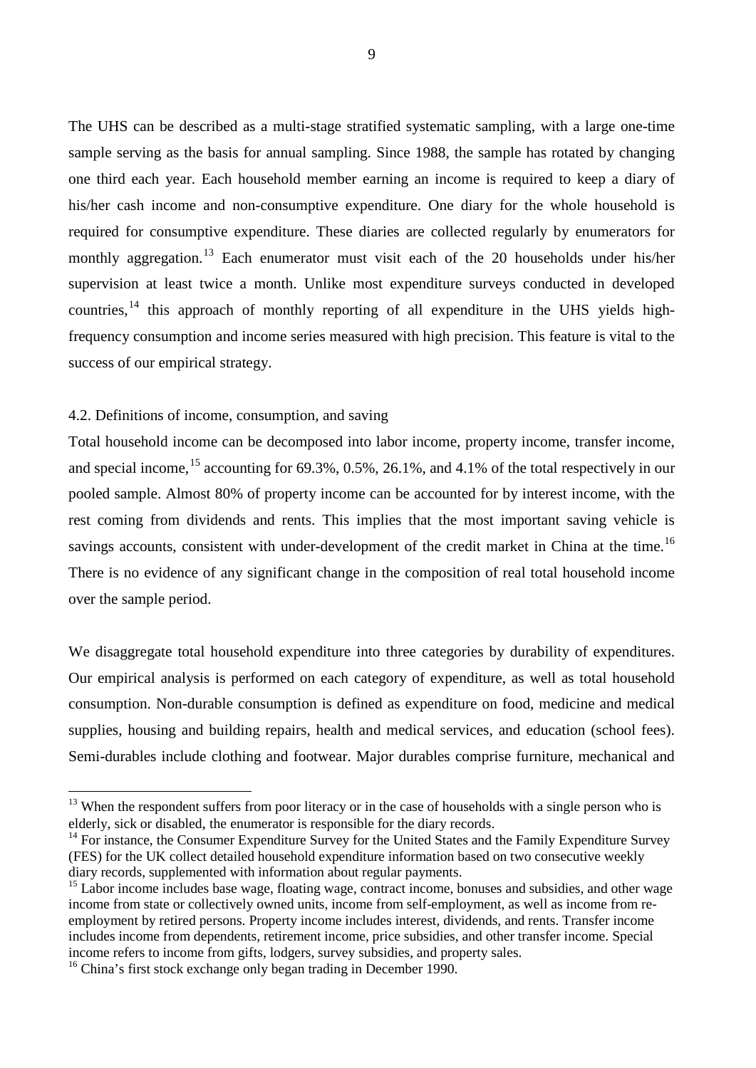The UHS can be described as a multi-stage stratified systematic sampling, with a large one-time sample serving as the basis for annual sampling. Since 1988, the sample has rotated by changing one third each year. Each household member earning an income is required to keep a diary of his/her cash income and non-consumptive expenditure. One diary for the whole household is required for consumptive expenditure. These diaries are collected regularly by enumerators for monthly aggregation.[13] Each enumerator must visit each of the 20 households under his/her supervision at least twice a month. Unlike most expenditure surveys conducted in developed countries,[14] this approach of monthly reporting of all expenditure in the UHS yields high-frequency consumption and income series measured with high precision. This feature is vital to the success of our empirical strategy.

### 4.2. Definitions of income, consumption, and saving

Total household income can be decomposed into labor income, property income, transfer income, and special income,[15] accounting for 69.3%, 0.5%, 26.1%, and 4.1% of the total respectively in our pooled sample. Almost 80% of property income can be accounted for by interest income, with the rest coming from dividends and rents. This implies that the most important saving vehicle is savings accounts, consistent with under-development of the credit market in China at the time.[16] There is no evidence of any significant change in the composition of real total household income over the sample period.

We disaggregate total household expenditure into three categories by durability of expenditures. Our empirical analysis is performed on each category of expenditure, as well as total household consumption. Non-durable consumption is defined as expenditure on food, medicine and medical supplies, housing and building repairs, health and medical services, and education (school fees). Semi-durables include clothing and footwear. Major durables comprise furniture, mechanical and

---

[13] When the respondent suffers from poor literacy or in the case of households with a single person who is elderly, sick or disabled, the enumerator is responsible for the diary records.

[14] For instance, the Consumer Expenditure Survey for the United States and the Family Expenditure Survey (FES) for the UK collect detailed household expenditure information based on two consecutive weekly diary records, supplemented with information about regular payments.

[15] Labor income includes base wage, floating wage, contract income, bonuses and subsidies, and other wage income from state or collectively owned units, income from self-employment, as well as income from re-employment by retired persons. Property income includes interest, dividends, and rents. Transfer income includes income from dependents, retirement income, price subsidies, and other transfer income. Special income refers to income from gifts, lodgers, survey subsidies, and property sales.

[16] China's first stock exchange only began trading in December 1990.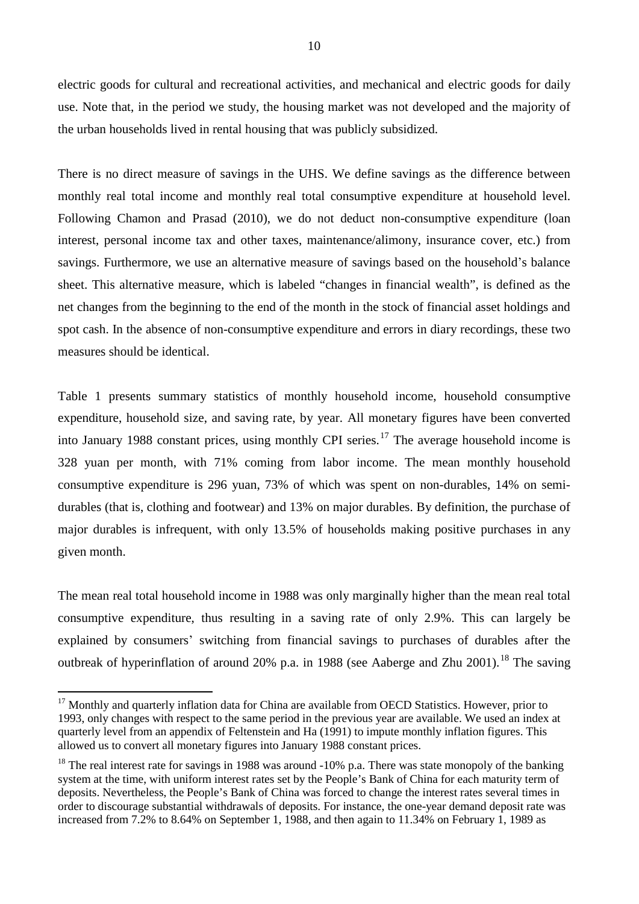electric goods for cultural and recreational activities, and mechanical and electric goods for daily use. Note that, in the period we study, the housing market was not developed and the majority of the urban households lived in rental housing that was publicly subsidized.

There is no direct measure of savings in the UHS. We define savings as the difference between monthly real total income and monthly real total consumptive expenditure at household level. Following Chamon and Prasad (2010), we do not deduct non-consumptive expenditure (loan interest, personal income tax and other taxes, maintenance/alimony, insurance cover, etc.) from savings. Furthermore, we use an alternative measure of savings based on the household's balance sheet. This alternative measure, which is labeled "changes in financial wealth", is defined as the net changes from the beginning to the end of the month in the stock of financial asset holdings and spot cash. In the absence of non-consumptive expenditure and errors in diary recordings, these two measures should be identical.

Table 1 presents summary statistics of monthly household income, household consumptive expenditure, household size, and saving rate, by year. All monetary figures have been converted into January 1988 constant prices, using monthly CPI series.[17] The average household income is 328 yuan per month, with 71% coming from labor income. The mean monthly household consumptive expenditure is 296 yuan, 73% of which was spent on non-durables, 14% on semi-durables (that is, clothing and footwear) and 13% on major durables. By definition, the purchase of major durables is infrequent, with only 13.5% of households making positive purchases in any given month.

The mean real total household income in 1988 was only marginally higher than the mean real total consumptive expenditure, thus resulting in a saving rate of only 2.9%. This can largely be explained by consumers' switching from financial savings to purchases of durables after the outbreak of hyperinflation of around 20% p.a. in 1988 (see Aaberge and Zhu 2001).[18] The saving

[17] Monthly and quarterly inflation data for China are available from OECD Statistics. However, prior to 1993, only changes with respect to the same period in the previous year are available. We used an index at quarterly level from an appendix of Feltenstein and Ha (1991) to impute monthly inflation figures. This allowed us to convert all monetary figures into January 1988 constant prices.

[18] The real interest rate for savings in 1988 was around -10% p.a. There was state monopoly of the banking system at the time, with uniform interest rates set by the People's Bank of China for each maturity term of deposits. Nevertheless, the People's Bank of China was forced to change the interest rates several times in order to discourage substantial withdrawals of deposits. For instance, the one-year demand deposit rate was increased from 7.2% to 8.64% on September 1, 1988, and then again to 11.34% on February 1, 1989 as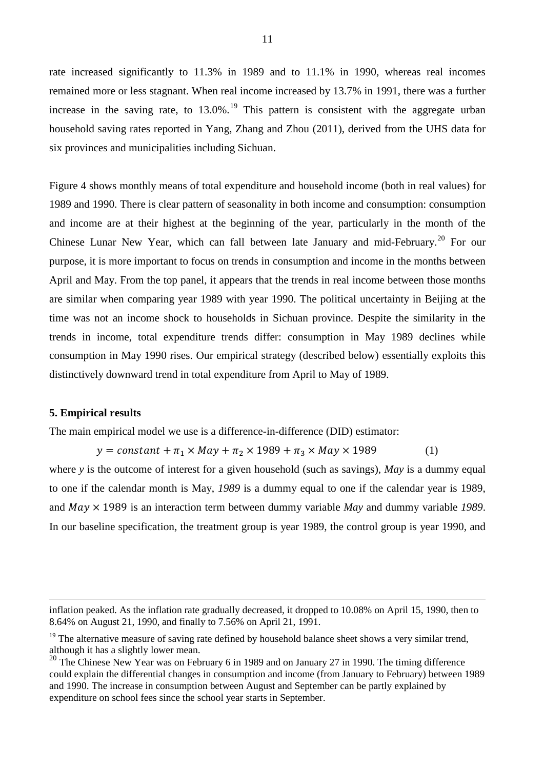rate increased significantly to 11.3% in 1989 and to 11.1% in 1990, whereas real incomes remained more or less stagnant. When real income increased by 13.7% in 1991, there was a further increase in the saving rate, to 13.0%.[19] This pattern is consistent with the aggregate urban household saving rates reported in Yang, Zhang and Zhou (2011), derived from the UHS data for six provinces and municipalities including Sichuan.

Figure 4 shows monthly means of total expenditure and household income (both in real values) for 1989 and 1990. There is clear pattern of seasonality in both income and consumption: consumption and income are at their highest at the beginning of the year, particularly in the month of the Chinese Lunar New Year, which can fall between late January and mid-February.[20] For our purpose, it is more important to focus on trends in consumption and income in the months between April and May. From the top panel, it appears that the trends in real income between those months are similar when comparing year 1989 with year 1990. The political uncertainty in Beijing at the time was not an income shock to households in Sichuan province. Despite the similarity in the trends in income, total expenditure trends differ: consumption in May 1989 declines while consumption in May 1990 rises. Our empirical strategy (described below) essentially exploits this distinctively downward trend in total expenditure from April to May of 1989.

### 5. Empirical results

The main empirical model we use is a difference-in-difference (DID) estimator:

$$y = constant + \pi_1 \times May + \pi_2 \times 1989 + \pi_3 \times May \times 1989 \qquad (1)$$

where *y* is the outcome of interest for a given household (such as savings), *May* is a dummy equal to one if the calendar month is May, *1989* is a dummy equal to one if the calendar year is 1989, and $May \times 1989$ is an interaction term between dummy variable *May* and dummy variable *1989*. In our baseline specification, the treatment group is year 1989, the control group is year 1990, and

---

inflation peaked. As the inflation rate gradually decreased, it dropped to 10.08% on April 15, 1990, then to 8.64% on August 21, 1990, and finally to 7.56% on April 21, 1991.

[19] The alternative measure of saving rate defined by household balance sheet shows a very similar trend, although it has a slightly lower mean.

[20] The Chinese New Year was on February 6 in 1989 and on January 27 in 1990. The timing difference could explain the differential changes in consumption and income (from January to February) between 1989 and 1990. The increase in consumption between August and September can be partly explained by expenditure on school fees since the school year starts in September.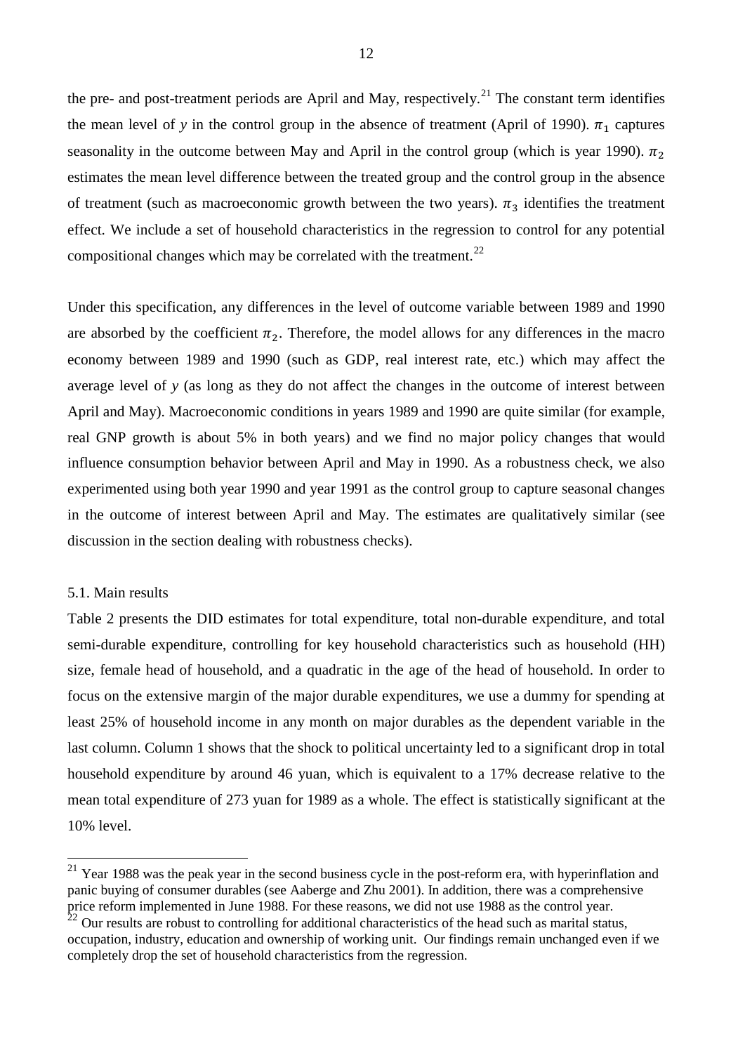the pre- and post-treatment periods are April and May, respectively.[21] The constant term identifies the mean level of *y* in the control group in the absence of treatment (April of 1990). $\pi_1$ captures seasonality in the outcome between May and April in the control group (which is year 1990). $\pi_2$ estimates the mean level difference between the treated group and the control group in the absence of treatment (such as macroeconomic growth between the two years). $\pi_3$ identifies the treatment effect. We include a set of household characteristics in the regression to control for any potential compositional changes which may be correlated with the treatment.[22]

Under this specification, any differences in the level of outcome variable between 1989 and 1990 are absorbed by the coefficient $\pi_2$. Therefore, the model allows for any differences in the macro economy between 1989 and 1990 (such as GDP, real interest rate, etc.) which may affect the average level of *y* (as long as they do not affect the changes in the outcome of interest between April and May). Macroeconomic conditions in years 1989 and 1990 are quite similar (for example, real GNP growth is about 5% in both years) and we find no major policy changes that would influence consumption behavior between April and May in 1990. As a robustness check, we also experimented using both year 1990 and year 1991 as the control group to capture seasonal changes in the outcome of interest between April and May. The estimates are qualitatively similar (see discussion in the section dealing with robustness checks).

5.1. Main results

Table 2 presents the DID estimates for total expenditure, total non-durable expenditure, and total semi-durable expenditure, controlling for key household characteristics such as household (HH) size, female head of household, and a quadratic in the age of the head of household. In order to focus on the extensive margin of the major durable expenditures, we use a dummy for spending at least 25% of household income in any month on major durables as the dependent variable in the last column. Column 1 shows that the shock to political uncertainty led to a significant drop in total household expenditure by around 46 yuan, which is equivalent to a 17% decrease relative to the mean total expenditure of 273 yuan for 1989 as a whole. The effect is statistically significant at the 10% level.

[21] Year 1988 was the peak year in the second business cycle in the post-reform era, with hyperinflation and panic buying of consumer durables (see Aaberge and Zhu 2001). In addition, there was a comprehensive price reform implemented in June 1988. For these reasons, we did not use 1988 as the control year.

[22] Our results are robust to controlling for additional characteristics of the head such as marital status, occupation, industry, education and ownership of working unit. Our findings remain unchanged even if we completely drop the set of household characteristics from the regression.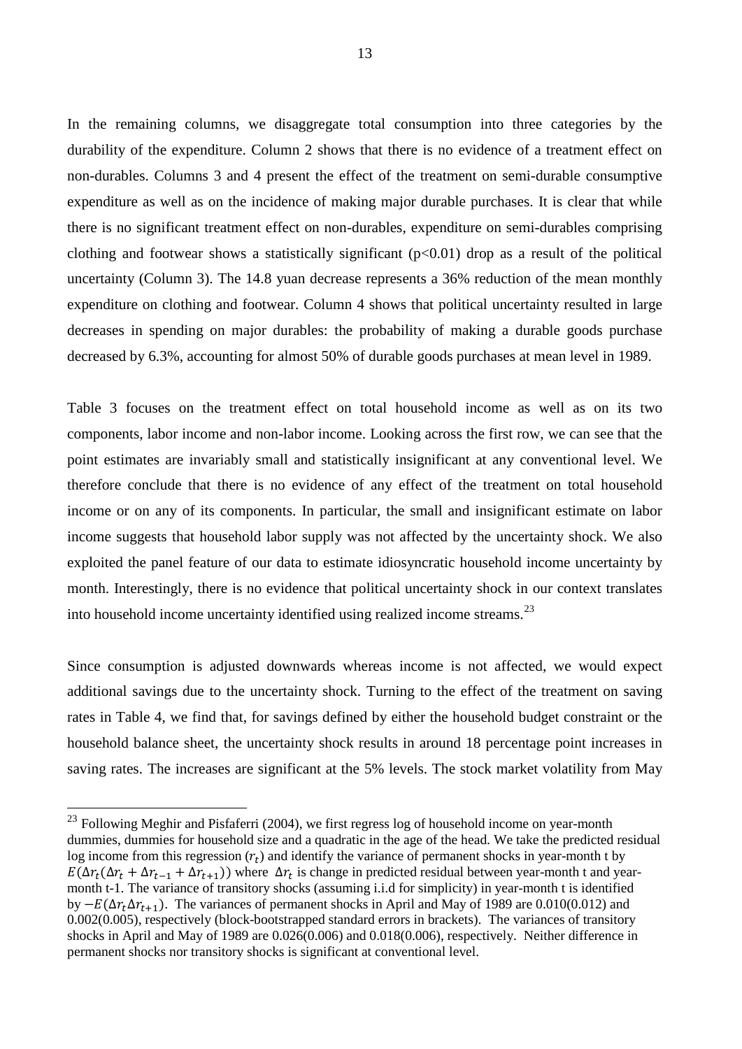In the remaining columns, we disaggregate total consumption into three categories by the durability of the expenditure. Column 2 shows that there is no evidence of a treatment effect on non-durables. Columns 3 and 4 present the effect of the treatment on semi-durable consumptive expenditure as well as on the incidence of making major durable purchases. It is clear that while there is no significant treatment effect on non-durables, expenditure on semi-durables comprising clothing and footwear shows a statistically significant ($p<0.01$) drop as a result of the political uncertainty (Column 3). The 14.8 yuan decrease represents a 36% reduction of the mean monthly expenditure on clothing and footwear. Column 4 shows that political uncertainty resulted in large decreases in spending on major durables: the probability of making a durable goods purchase decreased by 6.3%, accounting for almost 50% of durable goods purchases at mean level in 1989.

Table 3 focuses on the treatment effect on total household income as well as on its two components, labor income and non-labor income. Looking across the first row, we can see that the point estimates are invariably small and statistically insignificant at any conventional level. We therefore conclude that there is no evidence of any effect of the treatment on total household income or on any of its components. In particular, the small and insignificant estimate on labor income suggests that household labor supply was not affected by the uncertainty shock. We also exploited the panel feature of our data to estimate idiosyncratic household income uncertainty by month. Interestingly, there is no evidence that political uncertainty shock in our context translates into household income uncertainty identified using realized income streams.[23]

Since consumption is adjusted downwards whereas income is not affected, we would expect additional savings due to the uncertainty shock. Turning to the effect of the treatment on saving rates in Table 4, we find that, for savings defined by either the household budget constraint or the household balance sheet, the uncertainty shock results in around 18 percentage point increases in saving rates. The increases are significant at the 5% levels. The stock market volatility from May

---

[23] Following Meghir and Pisfaferri (2004), we first regress log of household income on year-month dummies, dummies for household size and a quadratic in the age of the head. We take the predicted residual log income from this regression ($r_t$) and identify the variance of permanent shocks in year-month t by $E(\Delta r_t(\Delta r_t + \Delta r_{t-1} + \Delta r_{t+1}))$ where $\Delta r_t$ is change in predicted residual between year-month t and year-month t-1. The variance of transitory shocks (assuming i.i.d for simplicity) in year-month t is identified by $-E(\Delta r_t \Delta r_{t+1})$. The variances of permanent shocks in April and May of 1989 are 0.010(0.012) and 0.002(0.005), respectively (block-bootstrapped standard errors in brackets). The variances of transitory shocks in April and May of 1989 are 0.026(0.006) and 0.018(0.006), respectively. Neither difference in permanent shocks nor transitory shocks is significant at conventional level.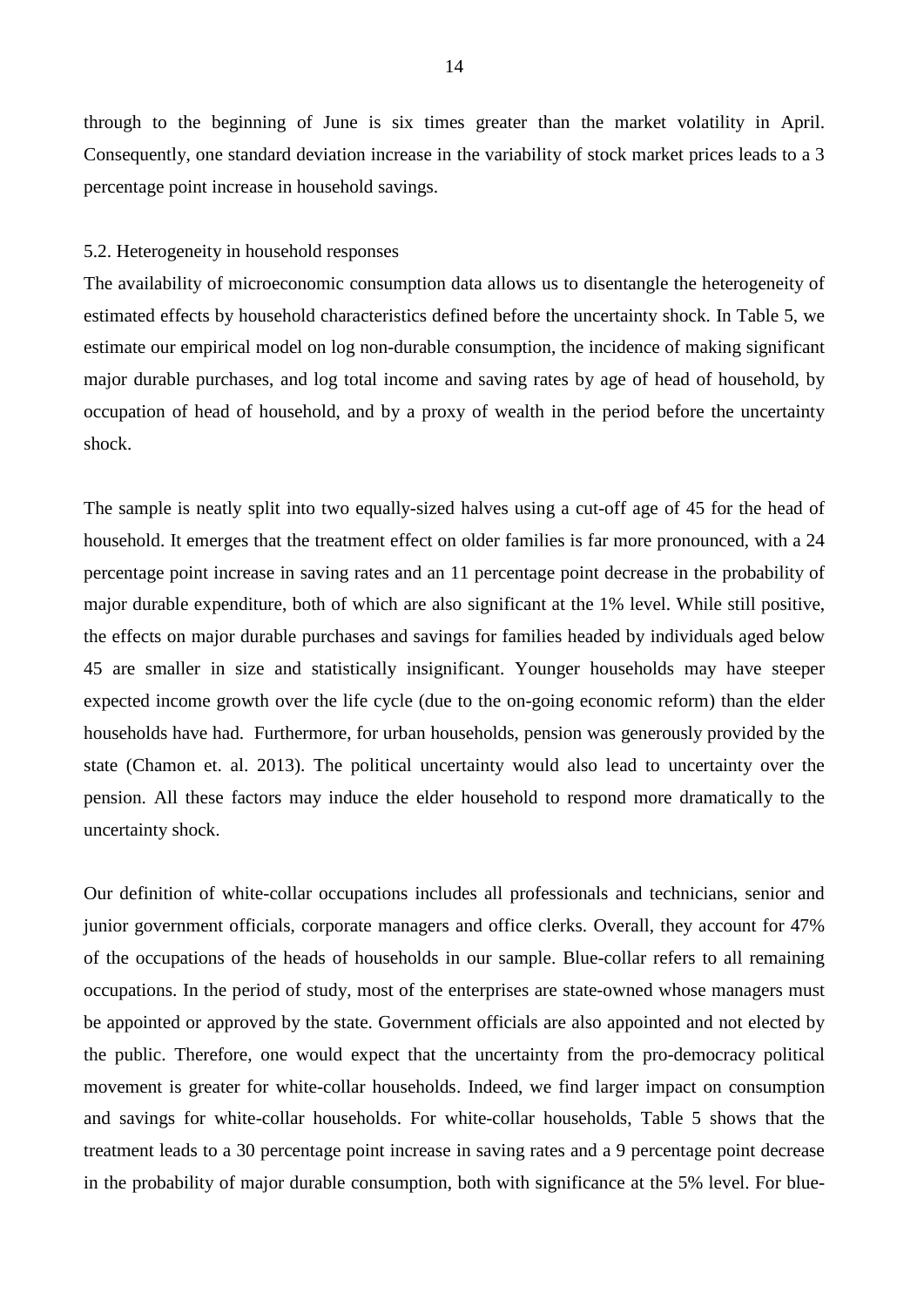through to the beginning of June is six times greater than the market volatility in April. Consequently, one standard deviation increase in the variability of stock market prices leads to a 3 percentage point increase in household savings.

### 5.2. Heterogeneity in household responses

The availability of microeconomic consumption data allows us to disentangle the heterogeneity of estimated effects by household characteristics defined before the uncertainty shock. In Table 5, we estimate our empirical model on log non-durable consumption, the incidence of making significant major durable purchases, and log total income and saving rates by age of head of household, by occupation of head of household, and by a proxy of wealth in the period before the uncertainty shock.

The sample is neatly split into two equally-sized halves using a cut-off age of 45 for the head of household. It emerges that the treatment effect on older families is far more pronounced, with a 24 percentage point increase in saving rates and an 11 percentage point decrease in the probability of major durable expenditure, both of which are also significant at the 1% level. While still positive, the effects on major durable purchases and savings for families headed by individuals aged below 45 are smaller in size and statistically insignificant. Younger households may have steeper expected income growth over the life cycle (due to the on-going economic reform) than the elder households have had. Furthermore, for urban households, pension was generously provided by the state (Chamon et. al. 2013). The political uncertainty would also lead to uncertainty over the pension. All these factors may induce the elder household to respond more dramatically to the uncertainty shock.

Our definition of white-collar occupations includes all professionals and technicians, senior and junior government officials, corporate managers and office clerks. Overall, they account for 47% of the occupations of the heads of households in our sample. Blue-collar refers to all remaining occupations. In the period of study, most of the enterprises are state-owned whose managers must be appointed or approved by the state. Government officials are also appointed and not elected by the public. Therefore, one would expect that the uncertainty from the pro-democracy political movement is greater for white-collar households. Indeed, we find larger impact on consumption and savings for white-collar households. For white-collar households, Table 5 shows that the treatment leads to a 30 percentage point increase in saving rates and a 9 percentage point decrease in the probability of major durable consumption, both with significance at the 5% level. For blue-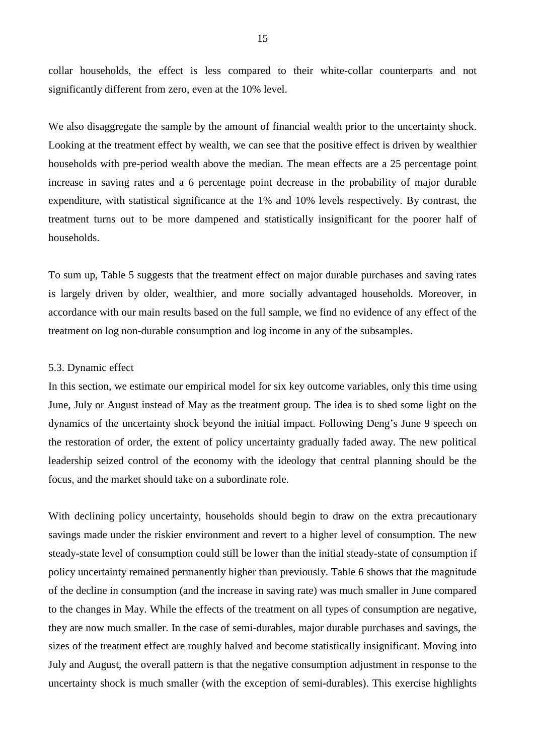collar households, the effect is less compared to their white-collar counterparts and not significantly different from zero, even at the 10% level.

We also disaggregate the sample by the amount of financial wealth prior to the uncertainty shock. Looking at the treatment effect by wealth, we can see that the positive effect is driven by wealthier households with pre-period wealth above the median. The mean effects are a 25 percentage point increase in saving rates and a 6 percentage point decrease in the probability of major durable expenditure, with statistical significance at the 1% and 10% levels respectively. By contrast, the treatment turns out to be more dampened and statistically insignificant for the poorer half of households.

To sum up, Table 5 suggests that the treatment effect on major durable purchases and saving rates is largely driven by older, wealthier, and more socially advantaged households. Moreover, in accordance with our main results based on the full sample, we find no evidence of any effect of the treatment on log non-durable consumption and log income in any of the subsamples.

### 5.3. Dynamic effect

In this section, we estimate our empirical model for six key outcome variables, only this time using June, July or August instead of May as the treatment group. The idea is to shed some light on the dynamics of the uncertainty shock beyond the initial impact. Following Deng's June 9 speech on the restoration of order, the extent of policy uncertainty gradually faded away. The new political leadership seized control of the economy with the ideology that central planning should be the focus, and the market should take on a subordinate role.

With declining policy uncertainty, households should begin to draw on the extra precautionary savings made under the riskier environment and revert to a higher level of consumption. The new steady-state level of consumption could still be lower than the initial steady-state of consumption if policy uncertainty remained permanently higher than previously. Table 6 shows that the magnitude of the decline in consumption (and the increase in saving rate) was much smaller in June compared to the changes in May. While the effects of the treatment on all types of consumption are negative, they are now much smaller. In the case of semi-durables, major durable purchases and savings, the sizes of the treatment effect are roughly halved and become statistically insignificant. Moving into July and August, the overall pattern is that the negative consumption adjustment in response to the uncertainty shock is much smaller (with the exception of semi-durables). This exercise highlights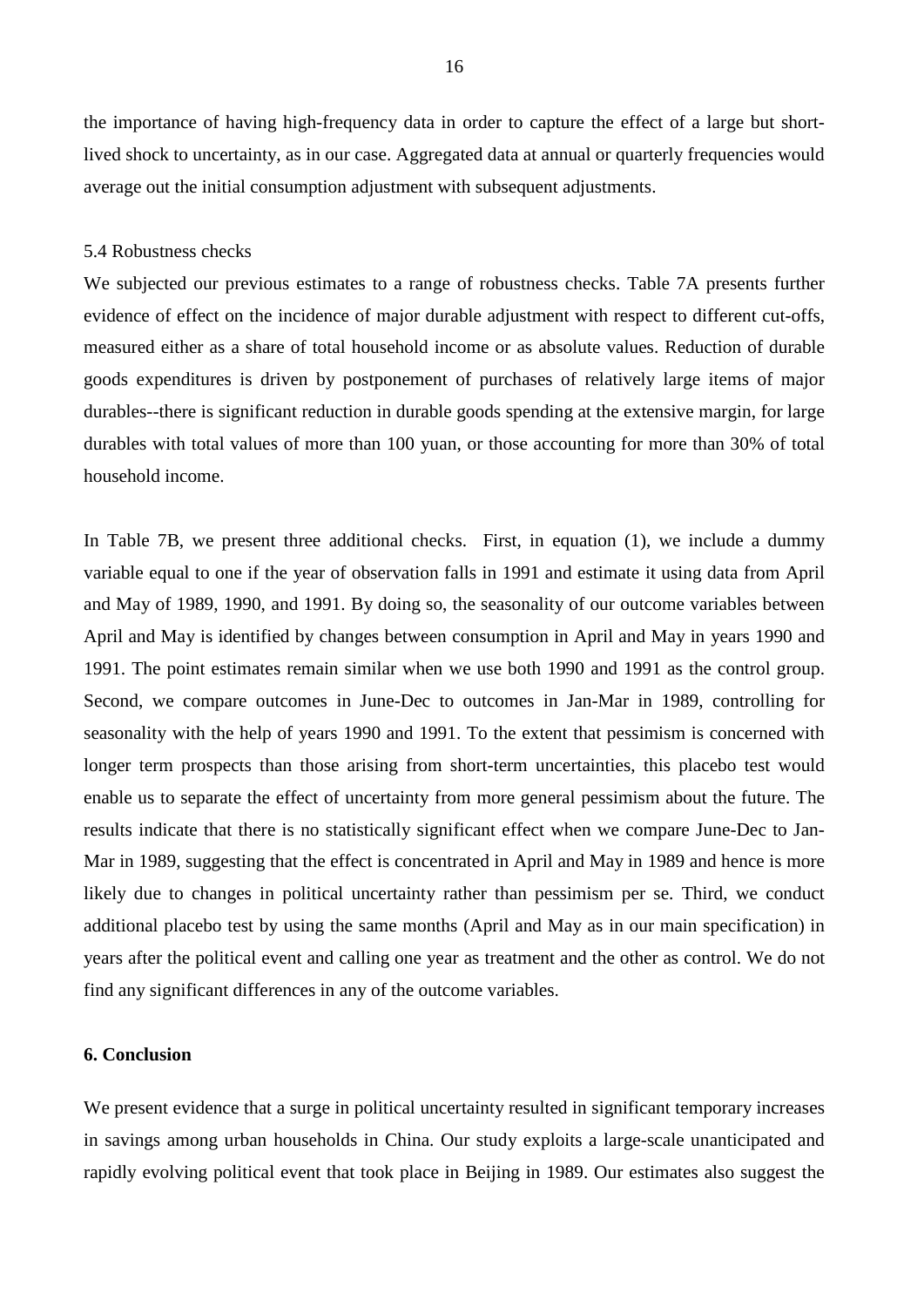the importance of having high-frequency data in order to capture the effect of a large but short-lived shock to uncertainty, as in our case. Aggregated data at annual or quarterly frequencies would average out the initial consumption adjustment with subsequent adjustments.

### 5.4 Robustness checks

We subjected our previous estimates to a range of robustness checks. Table 7A presents further evidence of effect on the incidence of major durable adjustment with respect to different cut-offs, measured either as a share of total household income or as absolute values. Reduction of durable goods expenditures is driven by postponement of purchases of relatively large items of major durables--there is significant reduction in durable goods spending at the extensive margin, for large durables with total values of more than 100 yuan, or those accounting for more than 30% of total household income.

In Table 7B, we present three additional checks. First, in equation (1), we include a dummy variable equal to one if the year of observation falls in 1991 and estimate it using data from April and May of 1989, 1990, and 1991. By doing so, the seasonality of our outcome variables between April and May is identified by changes between consumption in April and May in years 1990 and 1991. The point estimates remain similar when we use both 1990 and 1991 as the control group. Second, we compare outcomes in June-Dec to outcomes in Jan-Mar in 1989, controlling for seasonality with the help of years 1990 and 1991. To the extent that pessimism is concerned with longer term prospects than those arising from short-term uncertainties, this placebo test would enable us to separate the effect of uncertainty from more general pessimism about the future. The results indicate that there is no statistically significant effect when we compare June-Dec to Jan-Mar in 1989, suggesting that the effect is concentrated in April and May in 1989 and hence is more likely due to changes in political uncertainty rather than pessimism per se. Third, we conduct additional placebo test by using the same months (April and May as in our main specification) in years after the political event and calling one year as treatment and the other as control. We do not find any significant differences in any of the outcome variables.

## 6. Conclusion

We present evidence that a surge in political uncertainty resulted in significant temporary increases in savings among urban households in China. Our study exploits a large-scale unanticipated and rapidly evolving political event that took place in Beijing in 1989. Our estimates also suggest the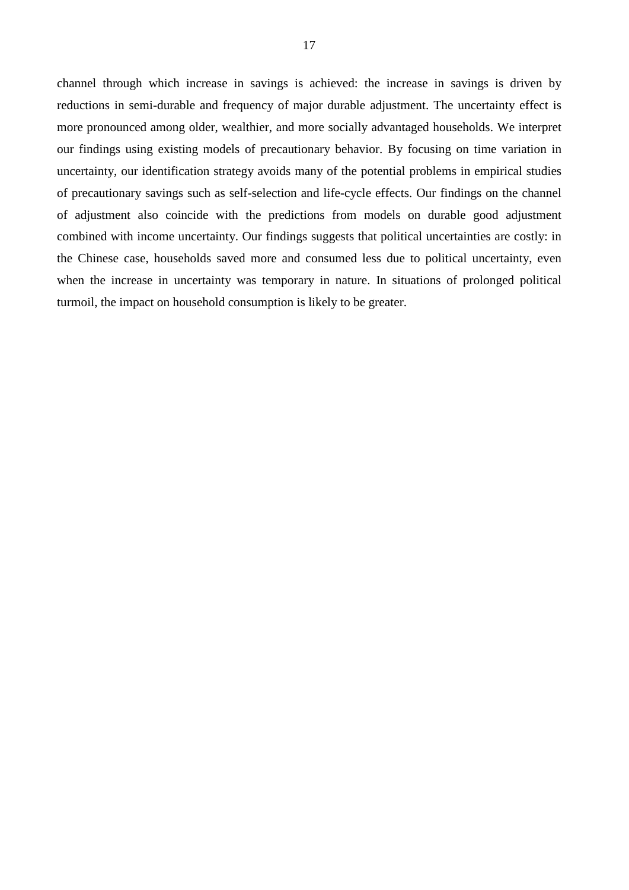channel through which increase in savings is achieved: the increase in savings is driven by reductions in semi-durable and frequency of major durable adjustment. The uncertainty effect is more pronounced among older, wealthier, and more socially advantaged households. We interpret our findings using existing models of precautionary behavior. By focusing on time variation in uncertainty, our identification strategy avoids many of the potential problems in empirical studies of precautionary savings such as self-selection and life-cycle effects. Our findings on the channel of adjustment also coincide with the predictions from models on durable good adjustment combined with income uncertainty. Our findings suggests that political uncertainties are costly: in the Chinese case, households saved more and consumed less due to political uncertainty, even when the increase in uncertainty was temporary in nature. In situations of prolonged political turmoil, the impact on household consumption is likely to be greater.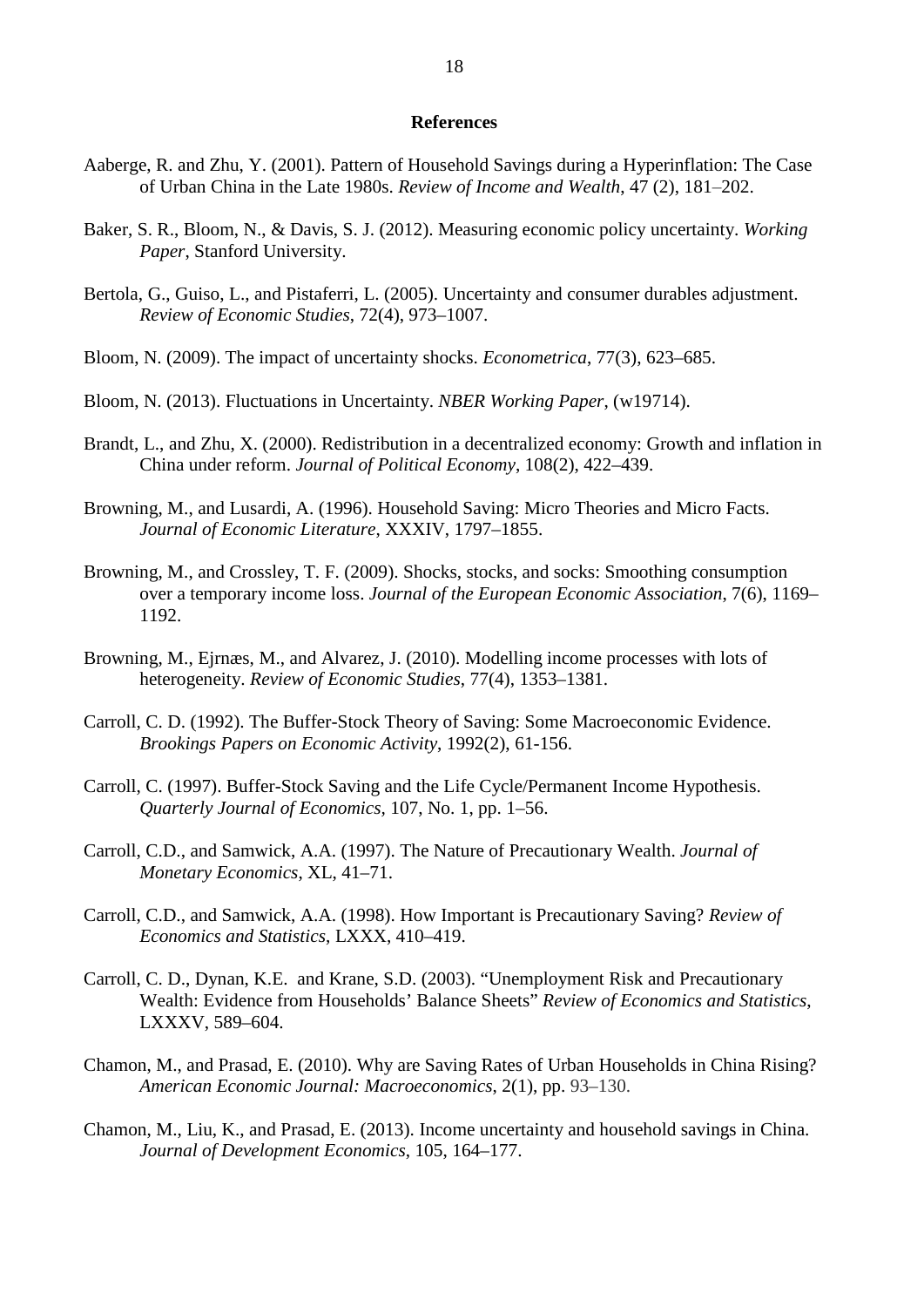## References

Aaberge, R. and Zhu, Y. (2001). Pattern of Household Savings during a Hyperinflation: The Case of Urban China in the Late 1980s. *Review of Income and Wealth*, 47 (2), 181–202.

Baker, S. R., Bloom, N., & Davis, S. J. (2012). Measuring economic policy uncertainty. *Working Paper*, Stanford University.

Bertola, G., Guiso, L., and Pistaferri, L. (2005). Uncertainty and consumer durables adjustment. *Review of Economic Studies*, 72(4), 973–1007.

Bloom, N. (2009). The impact of uncertainty shocks. *Econometrica*, 77(3), 623–685.

Bloom, N. (2013). Fluctuations in Uncertainty. *NBER Working Paper*, (w19714).

Brandt, L., and Zhu, X. (2000). Redistribution in a decentralized economy: Growth and inflation in China under reform. *Journal of Political Economy*, 108(2), 422–439.

Browning, M., and Lusardi, A. (1996). Household Saving: Micro Theories and Micro Facts. *Journal of Economic Literature*, XXXIV, 1797–1855.

Browning, M., and Crossley, T. F. (2009). Shocks, stocks, and socks: Smoothing consumption over a temporary income loss. *Journal of the European Economic Association*, 7(6), 1169–1192.

Browning, M., Ejrnæs, M., and Alvarez, J. (2010). Modelling income processes with lots of heterogeneity. *Review of Economic Studies*, 77(4), 1353–1381.

Carroll, C. D. (1992). The Buffer-Stock Theory of Saving: Some Macroeconomic Evidence. *Brookings Papers on Economic Activity*, 1992(2), 61-156.

Carroll, C. (1997). Buffer-Stock Saving and the Life Cycle/Permanent Income Hypothesis. *Quarterly Journal of Economics*, 107, No. 1, pp. 1–56.

Carroll, C.D., and Samwick, A.A. (1997). The Nature of Precautionary Wealth. *Journal of Monetary Economics*, XL, 41–71.

Carroll, C.D., and Samwick, A.A. (1998). How Important is Precautionary Saving? *Review of Economics and Statistics*, LXXX, 410–419.

Carroll, C. D., Dynan, K.E. and Krane, S.D. (2003). "Unemployment Risk and Precautionary Wealth: Evidence from Households' Balance Sheets" *Review of Economics and Statistics*, LXXXV, 589–604.

Chamon, M., and Prasad, E. (2010). Why are Saving Rates of Urban Households in China Rising? *American Economic Journal: Macroeconomics*, 2(1), pp. 93–130.

Chamon, M., Liu, K., and Prasad, E. (2013). Income uncertainty and household savings in China. *Journal of Development Economics*, 105, 164–177.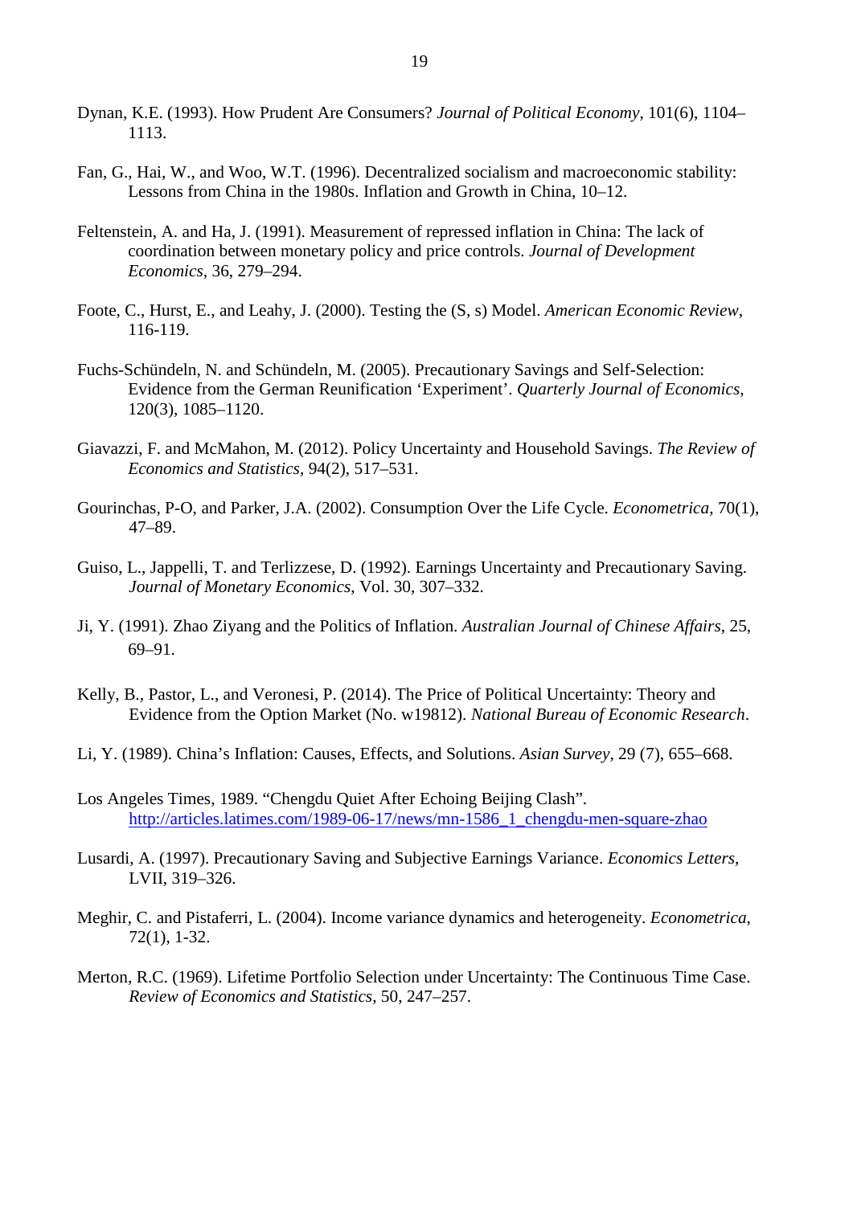Dynan, K.E. (1993). How Prudent Are Consumers? *Journal of Political Economy*, 101(6), 1104–1113.

Fan, G., Hai, W., and Woo, W.T. (1996). Decentralized socialism and macroeconomic stability: Lessons from China in the 1980s. Inflation and Growth in China, 10–12.

Feltenstein, A. and Ha, J. (1991). Measurement of repressed inflation in China: The lack of coordination between monetary policy and price controls. *Journal of Development Economics*, 36, 279–294.

Foote, C., Hurst, E., and Leahy, J. (2000). Testing the (S, s) Model. *American Economic Review*, 116-119.

Fuchs-Schündeln, N. and Schündeln, M. (2005). Precautionary Savings and Self-Selection: Evidence from the German Reunification 'Experiment'. *Quarterly Journal of Economics*, 120(3), 1085–1120.

Giavazzi, F. and McMahon, M. (2012). Policy Uncertainty and Household Savings. *The Review of Economics and Statistics*, 94(2), 517–531.

Gourinchas, P-O, and Parker, J.A. (2002). Consumption Over the Life Cycle. *Econometrica*, 70(1), 47–89.

Guiso, L., Jappelli, T. and Terlizzese, D. (1992). Earnings Uncertainty and Precautionary Saving. *Journal of Monetary Economics*, Vol. 30, 307–332.

Ji, Y. (1991). Zhao Ziyang and the Politics of Inflation. *Australian Journal of Chinese Affairs*, 25, 69–91.

Kelly, B., Pastor, L., and Veronesi, P. (2014). The Price of Political Uncertainty: Theory and Evidence from the Option Market (No. w19812). *National Bureau of Economic Research*.

Li, Y. (1989). China's Inflation: Causes, Effects, and Solutions. *Asian Survey*, 29 (7), 655–668.

Los Angeles Times, 1989. "Chengdu Quiet After Echoing Beijing Clash". http://articles.latimes.com/1989-06-17/news/mn-1586_1_chengdu-men-square-zhao

Lusardi, A. (1997). Precautionary Saving and Subjective Earnings Variance. *Economics Letters*, LVII, 319–326.

Meghir, C. and Pistaferri, L. (2004). Income variance dynamics and heterogeneity. *Econometrica*, 72(1), 1-32.

Merton, R.C. (1969). Lifetime Portfolio Selection under Uncertainty: The Continuous Time Case. *Review of Economics and Statistics*, 50, 247–257.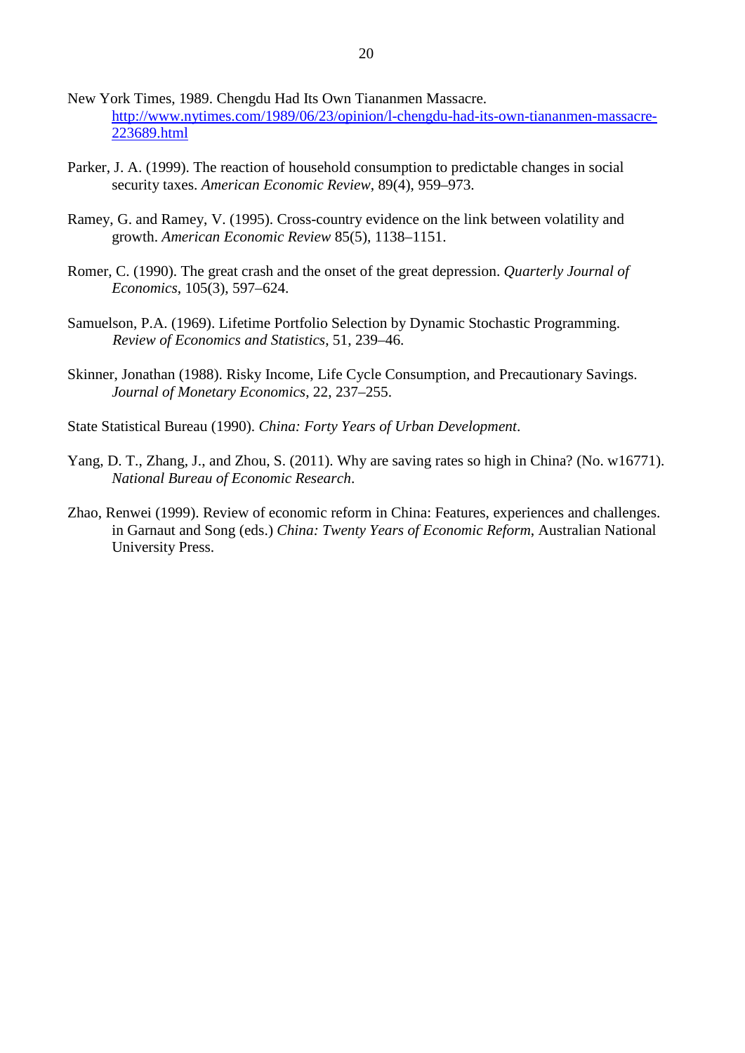New York Times, 1989. Chengdu Had Its Own Tiananmen Massacre. http://www.nytimes.com/1989/06/23/opinion/l-chengdu-had-its-own-tiananmen-massacre-223689.html

Parker, J. A. (1999). The reaction of household consumption to predictable changes in social security taxes. *American Economic Review*, 89(4), 959–973.

Ramey, G. and Ramey, V. (1995). Cross-country evidence on the link between volatility and growth. *American Economic Review* 85(5), 1138–1151.

Romer, C. (1990). The great crash and the onset of the great depression. *Quarterly Journal of Economics*, 105(3), 597–624.

Samuelson, P.A. (1969). Lifetime Portfolio Selection by Dynamic Stochastic Programming. *Review of Economics and Statistics*, 51, 239–46.

Skinner, Jonathan (1988). Risky Income, Life Cycle Consumption, and Precautionary Savings. *Journal of Monetary Economics*, 22, 237–255.

State Statistical Bureau (1990). *China: Forty Years of Urban Development*.

Yang, D. T., Zhang, J., and Zhou, S. (2011). Why are saving rates so high in China? (No. w16771). *National Bureau of Economic Research*.

Zhao, Renwei (1999). Review of economic reform in China: Features, experiences and challenges. in Garnaut and Song (eds.) *China: Twenty Years of Economic Reform*, Australian National University Press.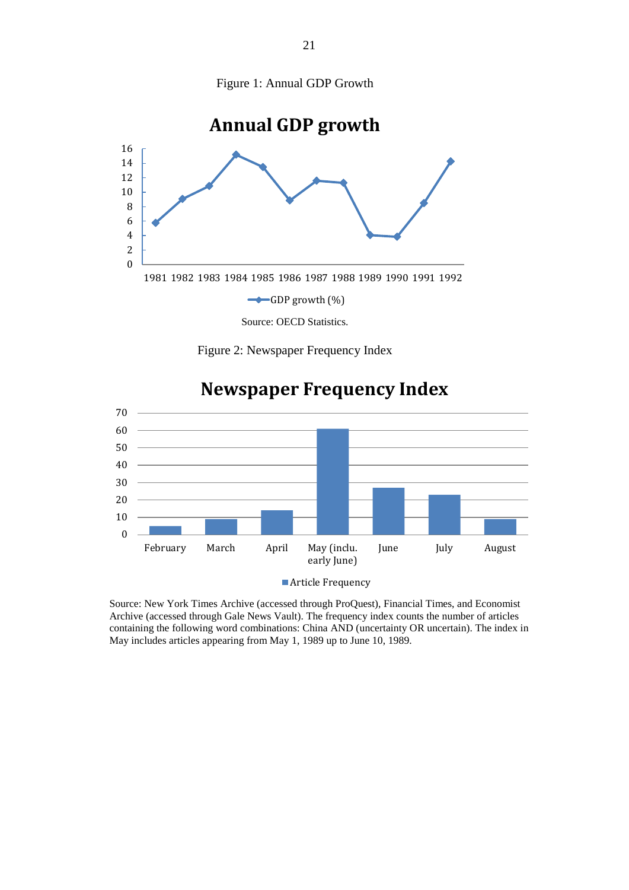Figure 1: Annual GDP Growth

Source: OECD Statistics.

Figure 2: Newspaper Frequency Index

Source: New York Times Archive (accessed through ProQuest), Financial Times, and Economist Archive (accessed through Gale News Vault). The frequency index counts the number of articles containing the following word combinations: China AND (uncertainty OR uncertain). The index in May includes articles appearing from May 1, 1989 up to June 10, 1989.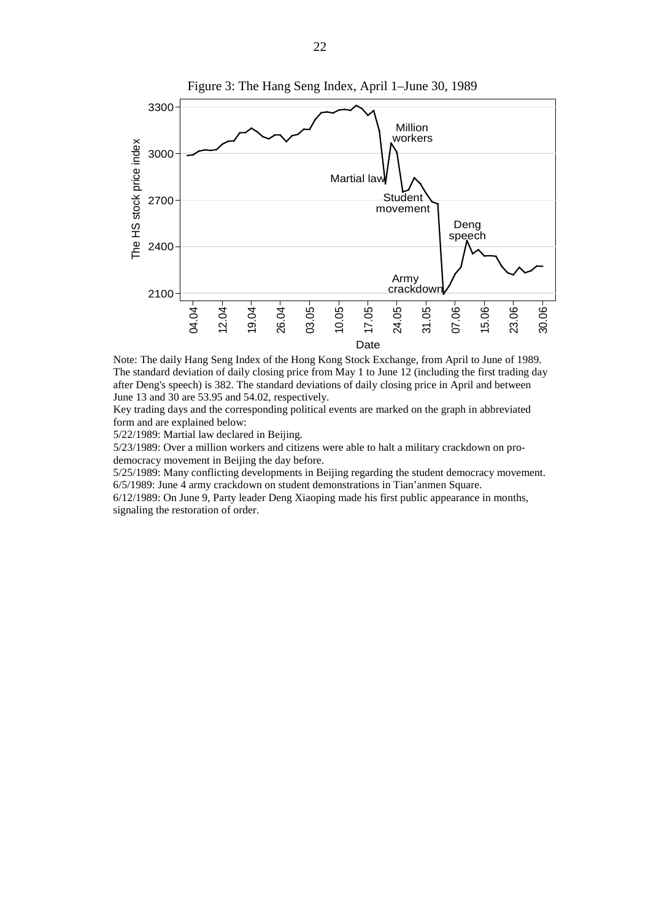Figure 3: The Hang Seng Index, April 1–June 30, 1989

Note: The daily Hang Seng Index of the Hong Kong Stock Exchange, from April to June of 1989. The standard deviation of daily closing price from May 1 to June 12 (including the first trading day after Deng's speech) is 382. The standard deviations of daily closing price in April and between June 13 and 30 are 53.95 and 54.02, respectively.

Key trading days and the corresponding political events are marked on the graph in abbreviated form and are explained below:

5/22/1989: Martial law declared in Beijing.

5/23/1989: Over a million workers and citizens were able to halt a military crackdown on pro-democracy movement in Beijing the day before.

5/25/1989: Many conflicting developments in Beijing regarding the student democracy movement.

6/5/1989: June 4 army crackdown on student demonstrations in Tian'anmen Square.

6/12/1989: On June 9, Party leader Deng Xiaoping made his first public appearance in months, signaling the restoration of order.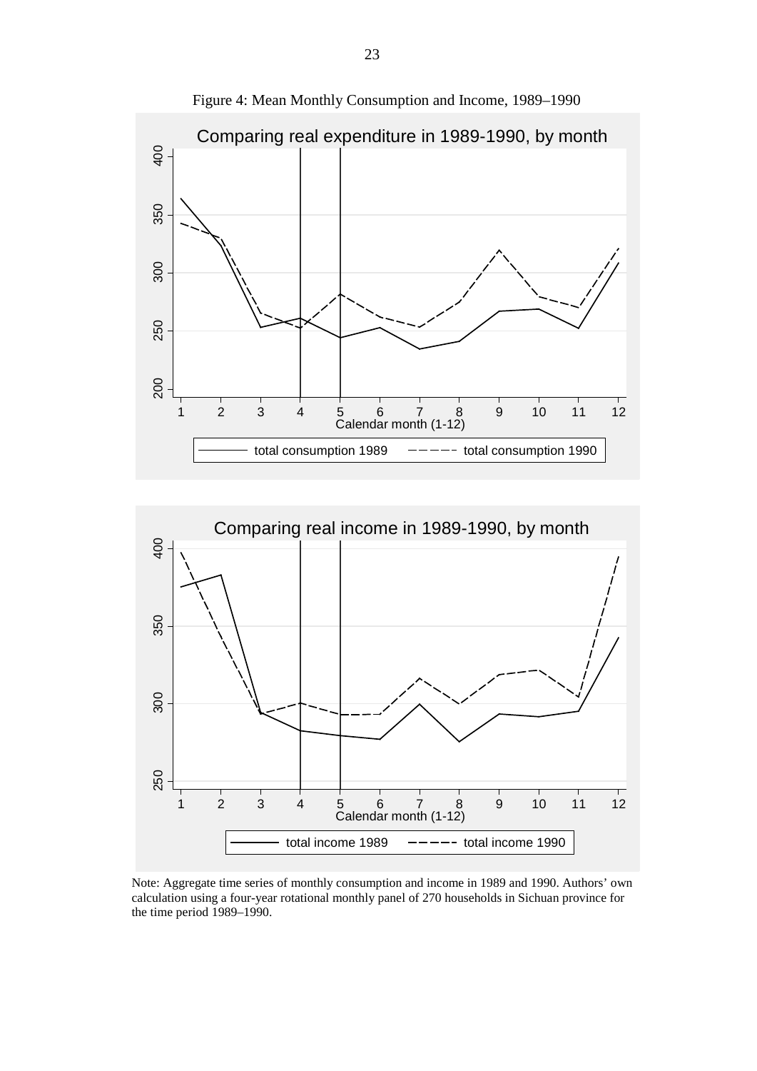Figure 4: Mean Monthly Consumption and Income, 1989–1990

Note: Aggregate time series of monthly consumption and income in 1989 and 1990. Authors' own calculation using a four-year rotational monthly panel of 270 households in Sichuan province for the time period 1989–1990.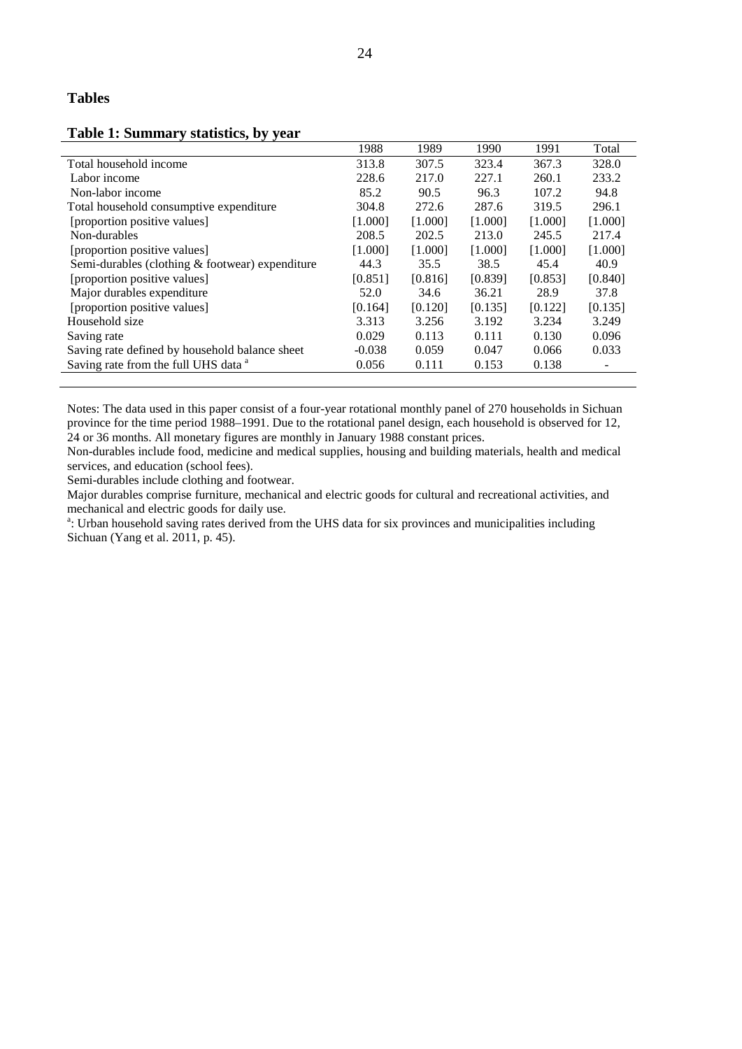## Tables

**Table 1: Summary statistics, by year**

| | 1988 | 1989 | 1990 | 1991 | Total |
|---|---|---|---|---|---|
| Total household income | 313.8 | 307.5 | 323.4 | 367.3 | 328.0 |
| Labor income | 228.6 | 217.0 | 227.1 | 260.1 | 233.2 |
| Non-labor income | 85.2 | 90.5 | 96.3 | 107.2 | 94.8 |
| Total household consumptive expenditure | 304.8 | 272.6 | 287.6 | 319.5 | 296.1 |
| [proportion positive values] | [1.000] | [1.000] | [1.000] | [1.000] | [1.000] |
| Non-durables | 208.5 | 202.5 | 213.0 | 245.5 | 217.4 |
| [proportion positive values] | [1.000] | [1.000] | [1.000] | [1.000] | [1.000] |
| Semi-durables (clothing & footwear) expenditure | 44.3 | 35.5 | 38.5 | 45.4 | 40.9 |
| [proportion positive values] | [0.851] | [0.816] | [0.839] | [0.853] | [0.840] |
| Major durables expenditure | 52.0 | 34.6 | 36.21 | 28.9 | 37.8 |
| [proportion positive values] | [0.164] | [0.120] | [0.135] | [0.122] | [0.135] |
| Household size | 3.313 | 3.256 | 3.192 | 3.234 | 3.249 |
| Saving rate | 0.029 | 0.113 | 0.111 | 0.130 | 0.096 |
| Saving rate defined by household balance sheet | -0.038 | 0.059 | 0.047 | 0.066 | 0.033 |
| Saving rate from the full UHS data [a] | 0.056 | 0.111 | 0.153 | 0.138 | - |

Notes: The data used in this paper consist of a four-year rotational monthly panel of 270 households in Sichuan province for the time period 1988–1991. Due to the rotational panel design, each household is observed for 12, 24 or 36 months. All monetary figures are monthly in January 1988 constant prices.

Non-durables include food, medicine and medical supplies, housing and building materials, health and medical services, and education (school fees).

Semi-durables include clothing and footwear.

Major durables comprise furniture, mechanical and electric goods for cultural and recreational activities, and mechanical and electric goods for daily use.

[a]: Urban household saving rates derived from the UHS data for six provinces and municipalities including Sichuan (Yang et al. 2011, p. 45).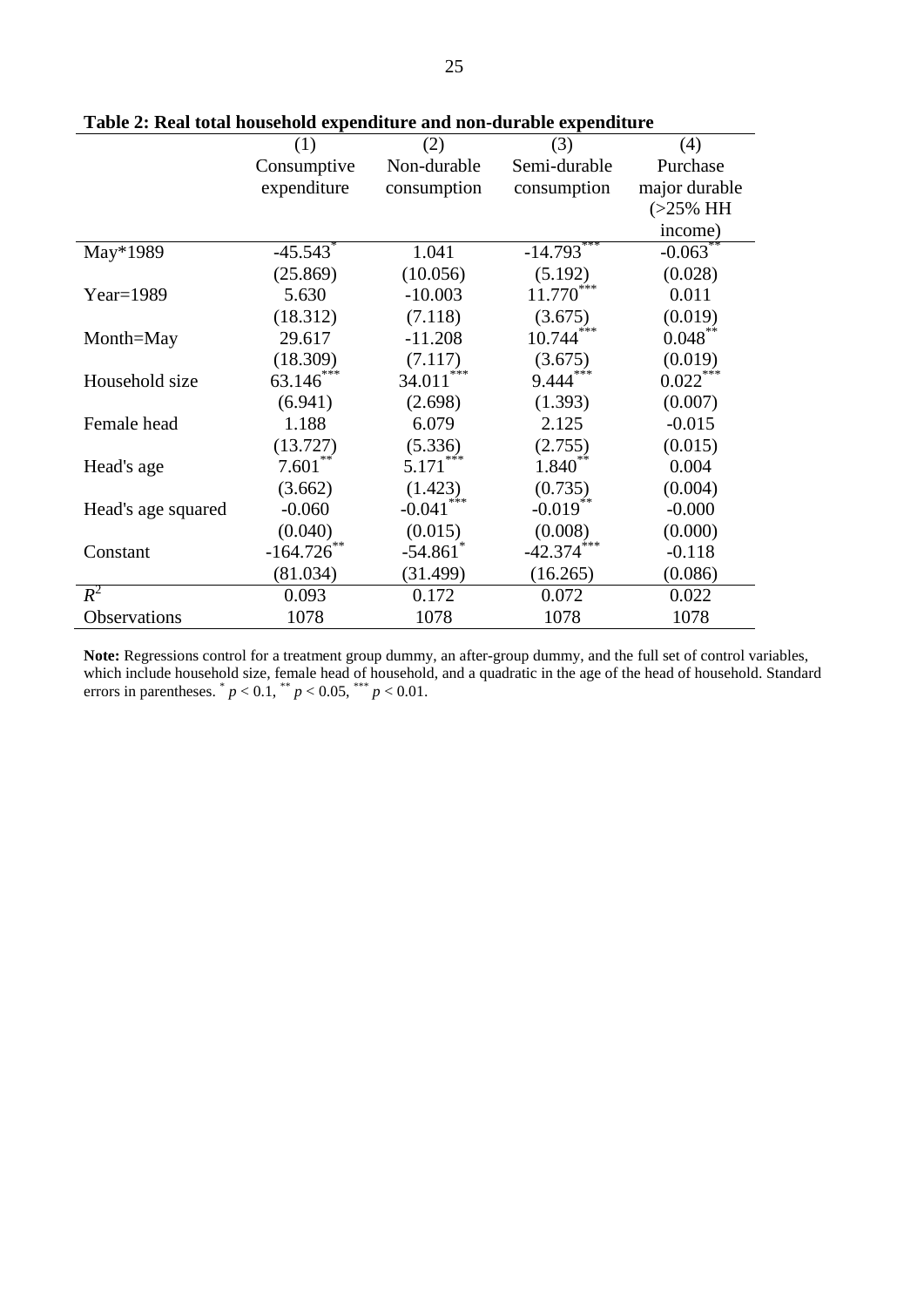**Table 2: Real total household expenditure and non-durable expenditure**

| | (1) | (2) | (3) | (4) |
|---|---|---|---|---|
| | Consumptive expenditure | Non-durable consumption | Semi-durable consumption | Purchase major durable (>25% HH income) |
| May*1989 | -45.543* | 1.041 | -14.793*** | -0.063** |
| | (25.869) | (10.056) | (5.192) | (0.028) |
| Year=1989 | 5.630 | -10.003 | 11.770*** | 0.011 |
| | (18.312) | (7.118) | (3.675) | (0.019) |
| Month=May | 29.617 | -11.208 | 10.744*** | 0.048** |
| | (18.309) | (7.117) | (3.675) | (0.019) |
| Household size | 63.146*** | 34.011*** | 9.444*** | 0.022*** |
| | (6.941) | (2.698) | (1.393) | (0.007) |
| Female head | 1.188 | 6.079 | 2.125 | -0.015 |
| | (13.727) | (5.336) | (2.755) | (0.015) |
| Head's age | 7.601** | 5.171*** | 1.840** | 0.004 |
| | (3.662) | (1.423) | (0.735) | (0.004) |
| Head's age squared | -0.060 | -0.041*** | -0.019** | -0.000 |
| | (0.040) | (0.015) | (0.008) | (0.000) |
| Constant | -164.726** | -54.861* | -42.374*** | -0.118 |
| | (81.034) | (31.499) | (16.265) | (0.086) |
| $R^2$ | 0.093 | 0.172 | 0.072 | 0.022 |
| Observations | 1078 | 1078 | 1078 | 1078 |

**Note:** Regressions control for a treatment group dummy, an after-group dummy, and the full set of control variables, which include household size, female head of household, and a quadratic in the age of the head of household. Standard errors in parentheses. * $p < 0.1$, ** $p < 0.05$, *** $p < 0.01$.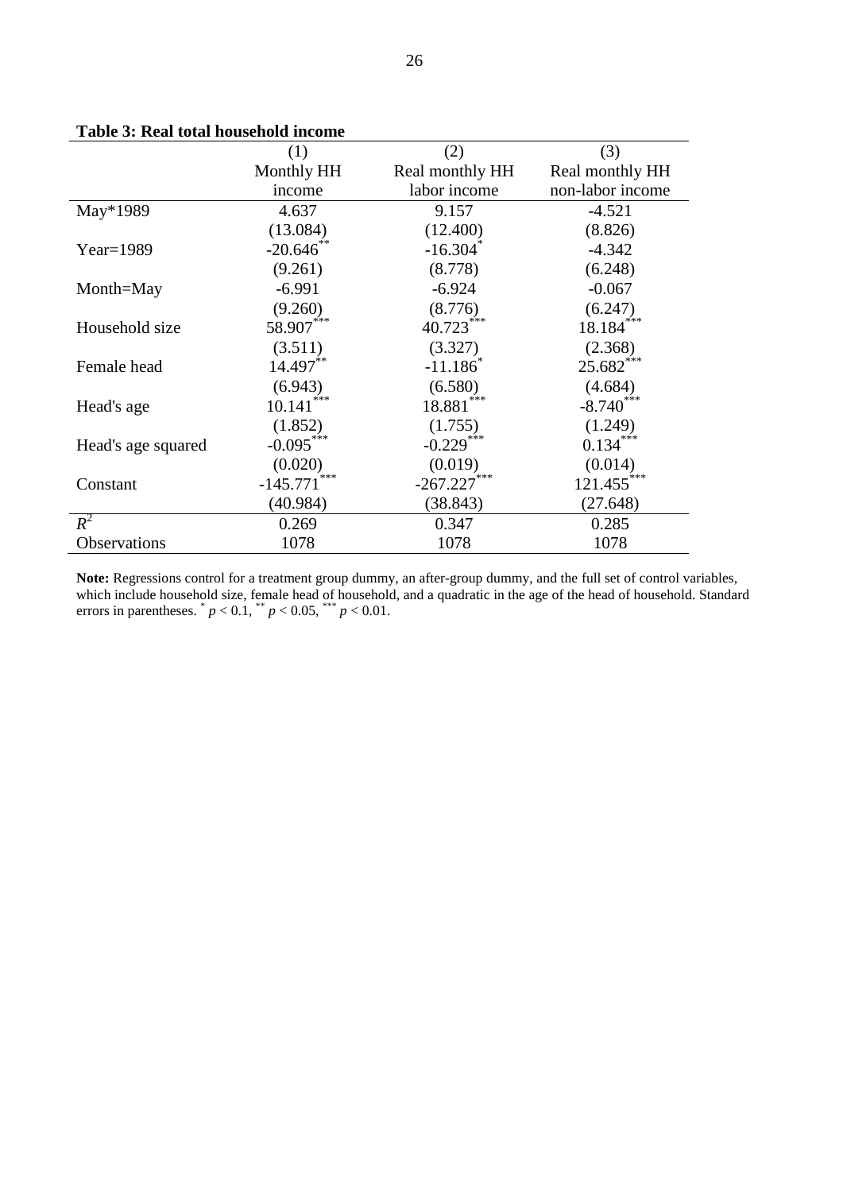**Table 3: Real total household income**

| | (1) | (2) | (3) |
|---|---|---|---|
| | Monthly HH income | Real monthly HH labor income | Real monthly HH non-labor income |
| May*1989 | 4.637 | 9.157 | -4.521 |
| | (13.084) | (12.400) | (8.826) |
| Year=1989 | -20.646** | -16.304* | -4.342 |
| | (9.261) | (8.778) | (6.248) |
| Month=May | -6.991 | -6.924 | -0.067 |
| | (9.260) | (8.776) | (6.247) |
| Household size | 58.907*** | 40.723*** | 18.184*** |
| | (3.511) | (3.327) | (2.368) |
| Female head | 14.497** | -11.186* | 25.682*** |
| | (6.943) | (6.580) | (4.684) |
| Head's age | 10.141*** | 18.881*** | -8.740*** |
| | (1.852) | (1.755) | (1.249) |
| Head's age squared | -0.095*** | -0.229*** | 0.134*** |
| | (0.020) | (0.019) | (0.014) |
| Constant | -145.771*** | -267.227*** | 121.455*** |
| | (40.984) | (38.843) | (27.648) |
| $R^2$ | 0.269 | 0.347 | 0.285 |
| Observations | 1078 | 1078 | 1078 |

**Note:** Regressions control for a treatment group dummy, an after-group dummy, and the full set of control variables, which include household size, female head of household, and a quadratic in the age of the head of household. Standard errors in parentheses. * $p < 0.1$, ** $p < 0.05$, *** $p < 0.01$.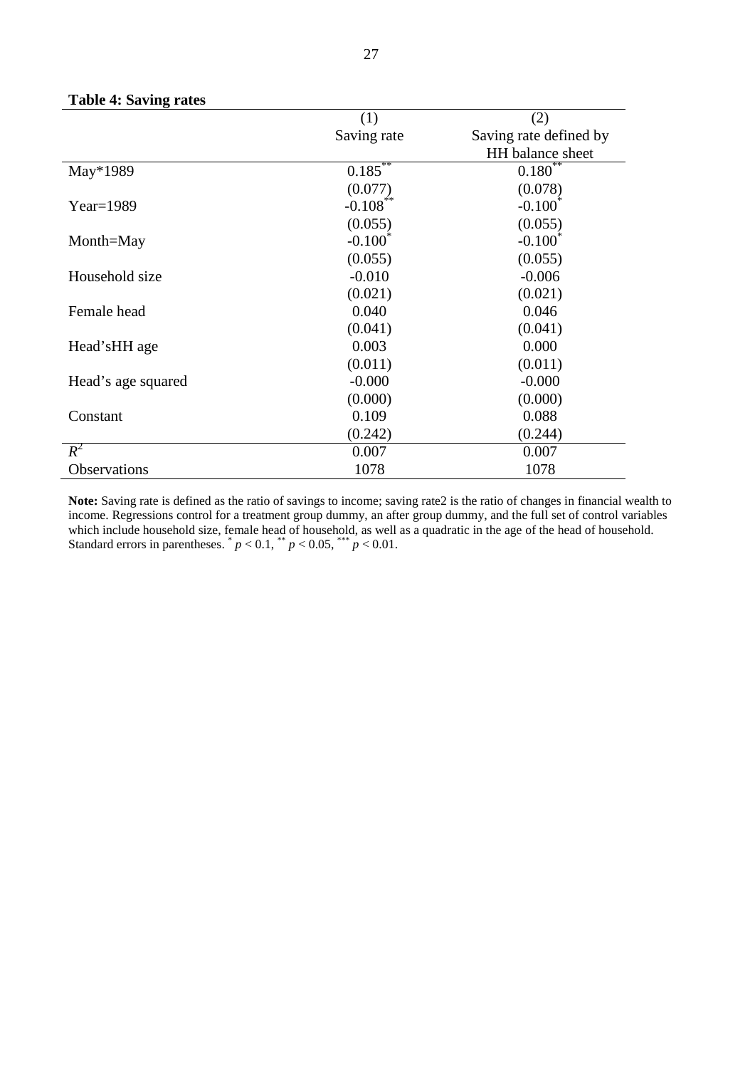**Table 4: Saving rates**

| | (1) | (2) |
|---|---|---|
| | Saving rate | Saving rate defined by HH balance sheet |
| May*1989 | 0.185** | 0.180** |
| | (0.077) | (0.078) |
| Year=1989 | -0.108** | -0.100* |
| | (0.055) | (0.055) |
| Month=May | -0.100* | -0.100* |
| | (0.055) | (0.055) |
| Household size | -0.010 | -0.006 |
| | (0.021) | (0.021) |
| Female head | 0.040 | 0.046 |
| | (0.041) | (0.041) |
| Head'sHH age | 0.003 | 0.000 |
| | (0.011) | (0.011) |
| Head's age squared | -0.000 | -0.000 |
| | (0.000) | (0.000) |
| Constant | 0.109 | 0.088 |
| | (0.242) | (0.244) |
| $R^2$ | 0.007 | 0.007 |
| Observations | 1078 | 1078 |

**Note:** Saving rate is defined as the ratio of savings to income; saving rate2 is the ratio of changes in financial wealth to income. Regressions control for a treatment group dummy, an after group dummy, and the full set of control variables which include household size, female head of household, as well as a quadratic in the age of the head of household. Standard errors in parentheses. * $p < 0.1$, ** $p < 0.05$, *** $p < 0.01$.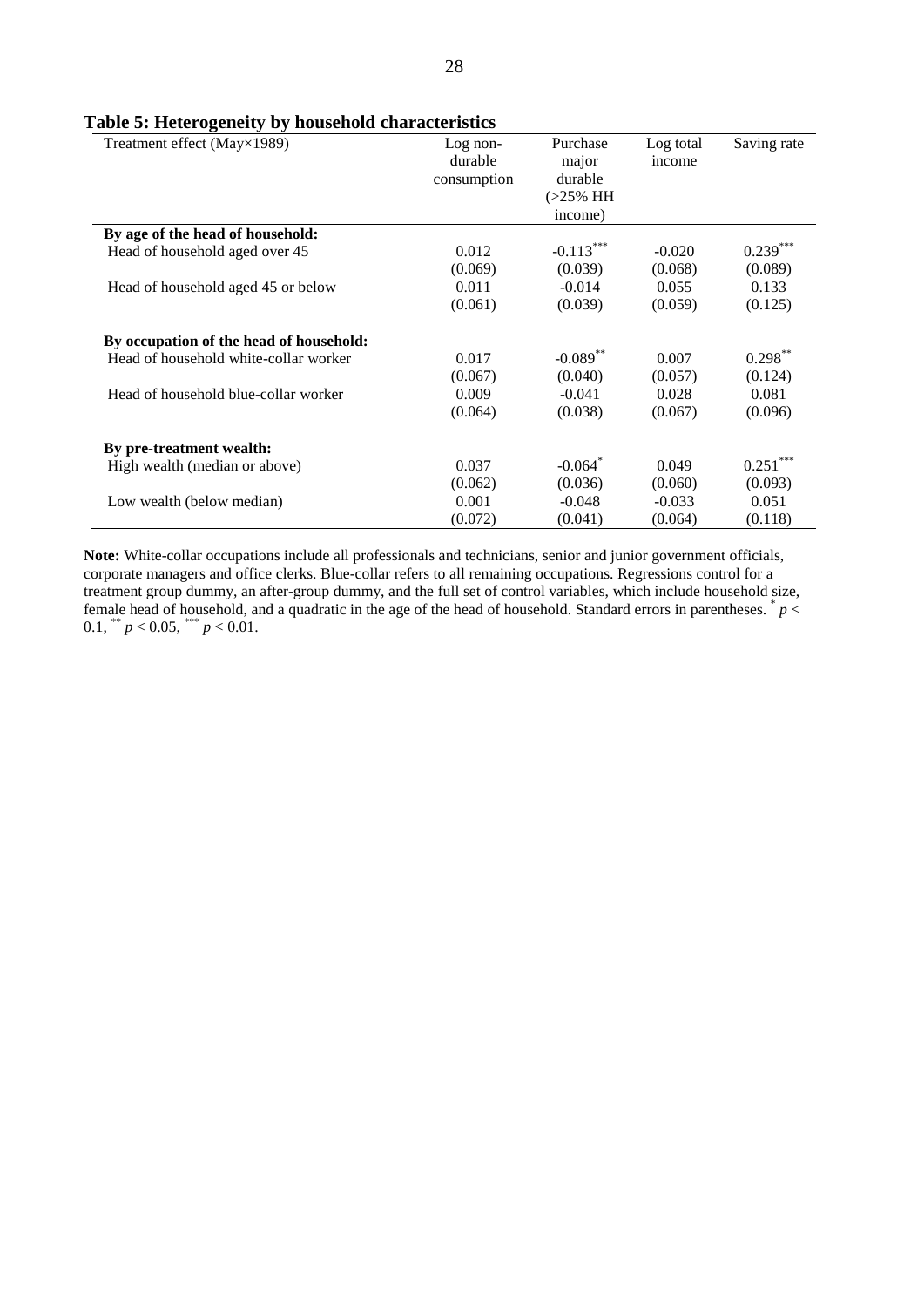**Table 5: Heterogeneity by household characteristics**

| Treatment effect (May×1989) | Log non-durable consumption | Purchase major durable (>25% HH income) | Log total income | Saving rate |
|---|---|---|---|---|
| **By age of the head of household:** | | | | |
| Head of household aged over 45 | 0.012 | -0.113*** | -0.020 | 0.239*** |
| | (0.069) | (0.039) | (0.068) | (0.089) |
| Head of household aged 45 or below | 0.011 | -0.014 | 0.055 | 0.133 |
| | (0.061) | (0.039) | (0.059) | (0.125) |
| **By occupation of the head of household:** | | | | |
| Head of household white-collar worker | 0.017 | -0.089** | 0.007 | 0.298** |
| | (0.067) | (0.040) | (0.057) | (0.124) |
| Head of household blue-collar worker | 0.009 | -0.041 | 0.028 | 0.081 |
| | (0.064) | (0.038) | (0.067) | (0.096) |
| **By pre-treatment wealth:** | | | | |
| High wealth (median or above) | 0.037 | -0.064* | 0.049 | 0.251*** |
| | (0.062) | (0.036) | (0.060) | (0.093) |
| Low wealth (below median) | 0.001 | -0.048 | -0.033 | 0.051 |
| | (0.072) | (0.041) | (0.064) | (0.118) |

**Note:** White-collar occupations include all professionals and technicians, senior and junior government officials, corporate managers and office clerks. Blue-collar refers to all remaining occupations. Regressions control for a treatment group dummy, an after-group dummy, and the full set of control variables, which include household size, female head of household, and a quadratic in the age of the head of household. Standard errors in parentheses. * $p < 0.1$, ** $p < 0.05$, *** $p < 0.01$.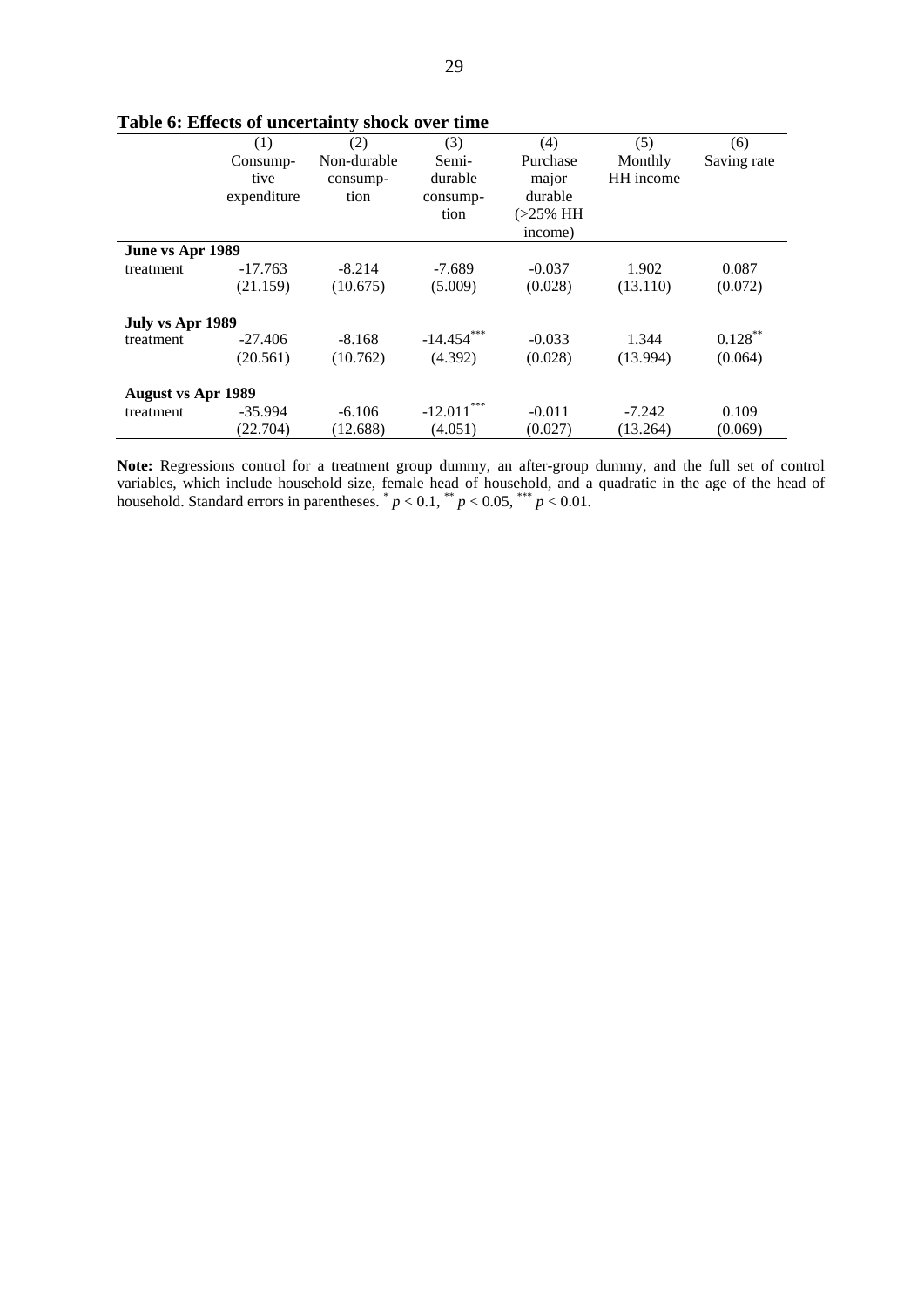**Table 6: Effects of uncertainty shock over time**

| | (1) | (2) | (3) | (4) | (5) | (6) |
|---|---|---|---|---|---|---|
| | Consumptive expenditure | Non-durable consumption | Semi-durable consumption | Purchase major durable (>25% HH income) | Monthly HH income | Saving rate |
| **June vs Apr 1989** | | | | | | |
| treatment | -17.763 | -8.214 | -7.689 | -0.037 | 1.902 | 0.087 |
| | (21.159) | (10.675) | (5.009) | (0.028) | (13.110) | (0.072) |
| **July vs Apr 1989** | | | | | | |
| treatment | -27.406 | -8.168 | -14.454*** | -0.033 | 1.344 | 0.128** |
| | (20.561) | (10.762) | (4.392) | (0.028) | (13.994) | (0.064) |
| **August vs Apr 1989** | | | | | | |
| treatment | -35.994 | -6.106 | -12.011*** | -0.011 | -7.242 | 0.109 |
| | (22.704) | (12.688) | (4.051) | (0.027) | (13.264) | (0.069) |

**Note:** Regressions control for a treatment group dummy, an after-group dummy, and the full set of control variables, which include household size, female head of household, and a quadratic in the age of the head of household. Standard errors in parentheses. * $p < 0.1$, ** $p < 0.05$, *** $p < 0.01$.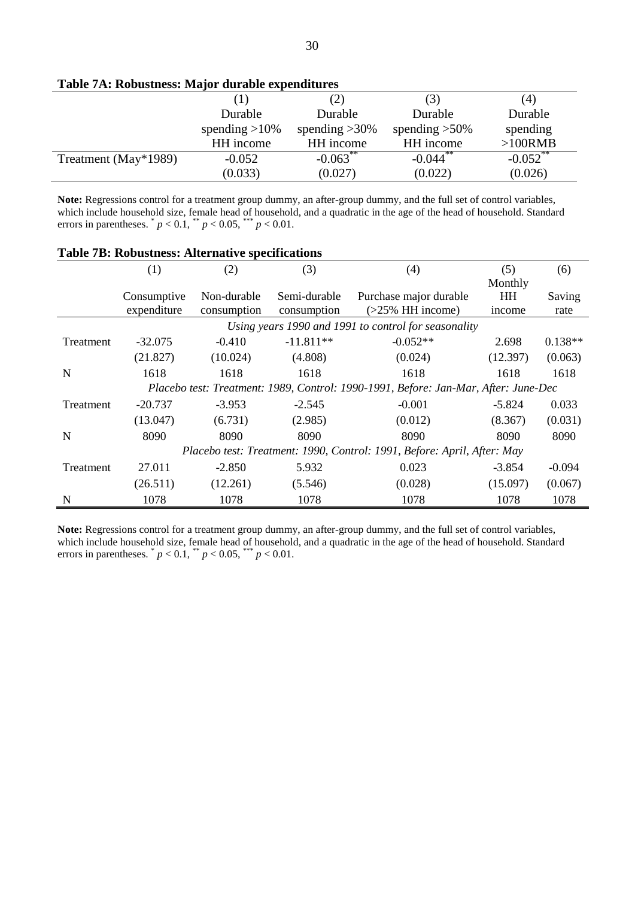**Table 7A: Robustness: Major durable expenditures**

| | (1) | (2) | (3) | (4) |
|---|---|---|---|---|
| | Durable spending >10% HH income | Durable spending >30% HH income | Durable spending >50% HH income | Durable spending >100RMB |
| Treatment (May*1989) | -0.052 | -0.063** | -0.044** | -0.052** |
| | (0.033) | (0.027) | (0.022) | (0.026) |

**Note:** Regressions control for a treatment group dummy, an after-group dummy, and the full set of control variables, which include household size, female head of household, and a quadratic in the age of the head of household. Standard errors in parentheses. * $p < 0.1$, ** $p < 0.05$, *** $p < 0.01$.

**Table 7B: Robustness: Alternative specifications**

| | (1) | (2) | (3) | (4) | (5) | (6) |
|---|---|---|---|---|---|---|
| | Consumptive expenditure | Non-durable consumption | Semi-durable consumption | Purchase major durable (>25% HH income) | Monthly HH income | Saving rate |
| | *Using years 1990 and 1991 to control for seasonality* | | | | | |
| Treatment | -32.075 | -0.410 | -11.811** | -0.052** | 2.698 | 0.138** |
| | (21.827) | (10.024) | (4.808) | (0.024) | (12.397) | (0.063) |
| N | 1618 | 1618 | 1618 | 1618 | 1618 | 1618 |
| | *Placebo test: Treatment: 1989, Control: 1990-1991, Before: Jan-Mar, After: June-Dec* | | | | | |
| Treatment | -20.737 | -3.953 | -2.545 | -0.001 | -5.824 | 0.033 |
| | (13.047) | (6.731) | (2.985) | (0.012) | (8.367) | (0.031) |
| N | 8090 | 8090 | 8090 | 8090 | 8090 | 8090 |
| | *Placebo test: Treatment: 1990, Control: 1991, Before: April, After: May* | | | | | |
| Treatment | 27.011 | -2.850 | 5.932 | 0.023 | -3.854 | -0.094 |
| | (26.511) | (12.261) | (5.546) | (0.028) | (15.097) | (0.067) |
| N | 1078 | 1078 | 1078 | 1078 | 1078 | 1078 |

**Note:** Regressions control for a treatment group dummy, an after-group dummy, and the full set of control variables, which include household size, female head of household, and a quadratic in the age of the head of household. Standard errors in parentheses. * $p < 0.1$, ** $p < 0.05$, *** $p < 0.01$.